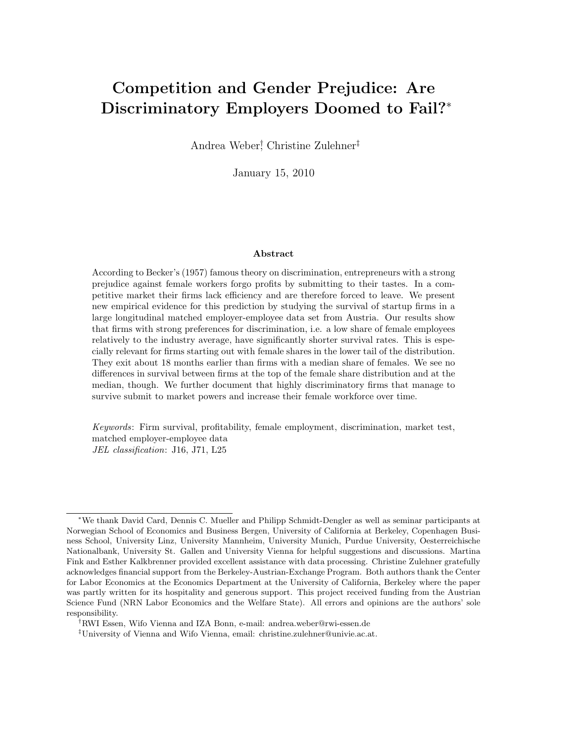# Competition and Gender Prejudice: Are Discriminatory Employers Doomed to Fail?*

Andrea Weber[†], Christine Zulehner[‡]

January 15, 2010

### Abstract

According to Becker's (1957) famous theory on discrimination, entrepreneurs with a strong prejudice against female workers forgo profits by submitting to their tastes. In a competitive market their firms lack efficiency and are therefore forced to leave. We present new empirical evidence for this prediction by studying the survival of startup firms in a large longitudinal matched employer-employee data set from Austria. Our results show that firms with strong preferences for discrimination, i.e. a low share of female employees relatively to the industry average, have significantly shorter survival rates. This is especially relevant for firms starting out with female shares in the lower tail of the distribution. They exit about 18 months earlier than firms with a median share of females. We see no differences in survival between firms at the top of the female share distribution and at the median, though. We further document that highly discriminatory firms that manage to survive submit to market powers and increase their female workforce over time.

*Keywords*: Firm survival, profitability, female employment, discrimination, market test, matched employer-employee data
*JEL classification*: J16, J71, L25

---

*We thank David Card, Dennis C. Mueller and Philipp Schmidt-Dengler as well as seminar participants at Norwegian School of Economics and Business Bergen, University of California at Berkeley, Copenhagen Business School, University Linz, University Mannheim, University Munich, Purdue University, Oesterreichische Nationalbank, University St. Gallen and University Vienna for helpful suggestions and discussions. Martina Fink and Esther Kalkbrenner provided excellent assistance with data processing. Christine Zulehner gratefully acknowledges financial support from the Berkeley-Austrian-Exchange Program. Both authors thank the Center for Labor Economics at the Economics Department at the University of California, Berkeley where the paper was partly written for its hospitality and generous support. This project received funding from the Austrian Science Fund (NRN Labor Economics and the Welfare State). All errors and opinions are the authors' sole responsibility.

[†]RWI Essen, Wifo Vienna and IZA Bonn, e-mail: andrea.weber@rwi-essen.de

[‡]University of Vienna and Wifo Vienna, email: christine.zulehner@univie.ac.at.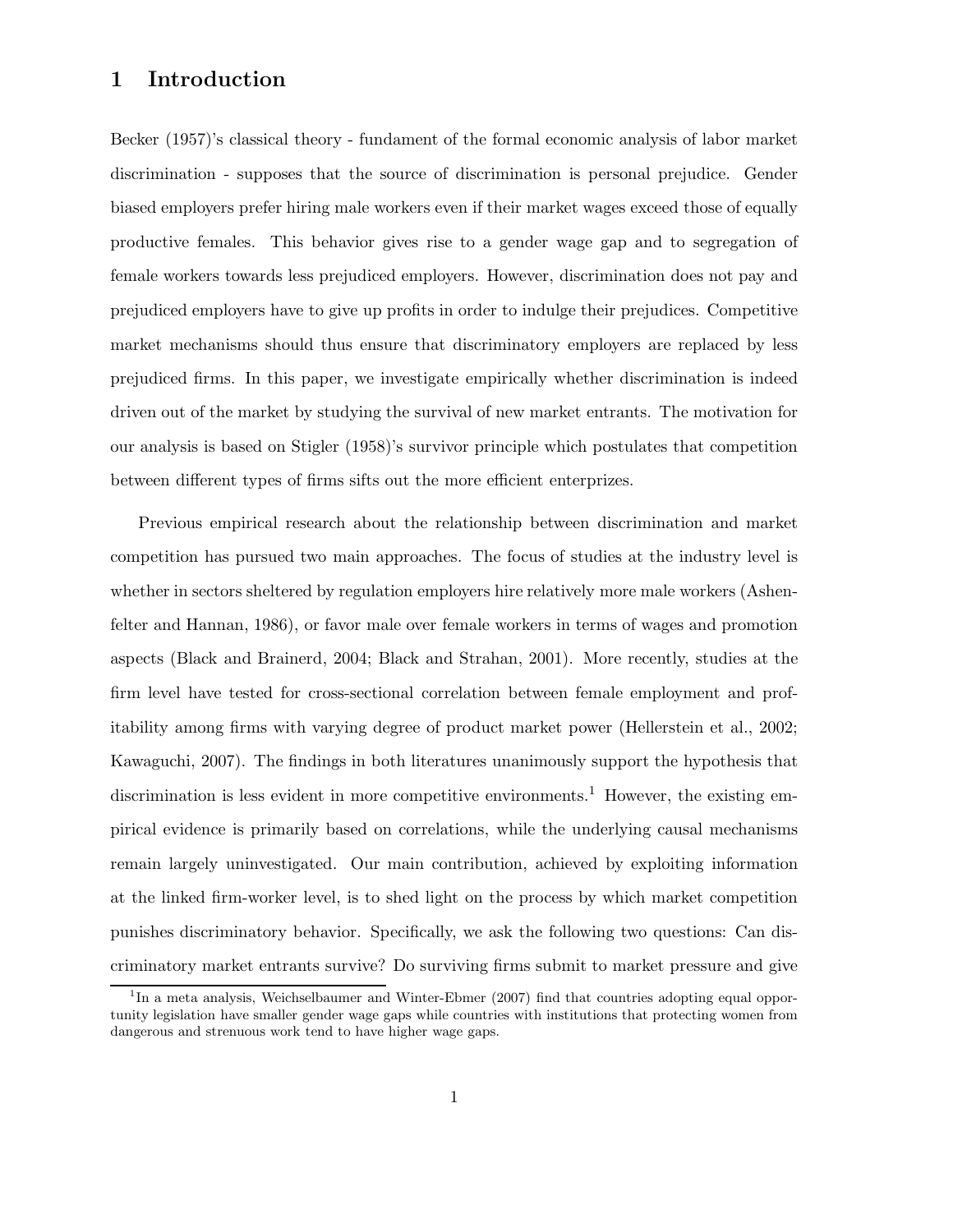# 1 Introduction

Becker (1957)'s classical theory - fundament of the formal economic analysis of labor market discrimination - supposes that the source of discrimination is personal prejudice. Gender biased employers prefer hiring male workers even if their market wages exceed those of equally productive females. This behavior gives rise to a gender wage gap and to segregation of female workers towards less prejudiced employers. However, discrimination does not pay and prejudiced employers have to give up profits in order to indulge their prejudices. Competitive market mechanisms should thus ensure that discriminatory employers are replaced by less prejudiced firms. In this paper, we investigate empirically whether discrimination is indeed driven out of the market by studying the survival of new market entrants. The motivation for our analysis is based on Stigler (1958)'s survivor principle which postulates that competition between different types of firms sifts out the more efficient enterprizes.

Previous empirical research about the relationship between discrimination and market competition has pursued two main approaches. The focus of studies at the industry level is whether in sectors sheltered by regulation employers hire relatively more male workers (Ashenfelter and Hannan, 1986), or favor male over female workers in terms of wages and promotion aspects (Black and Brainerd, 2004; Black and Strahan, 2001). More recently, studies at the firm level have tested for cross-sectional correlation between female employment and profitability among firms with varying degree of product market power (Hellerstein et al., 2002; Kawaguchi, 2007). The findings in both literatures unanimously support the hypothesis that discrimination is less evident in more competitive environments.[1] However, the existing empirical evidence is primarily based on correlations, while the underlying causal mechanisms remain largely uninvestigated. Our main contribution, achieved by exploiting information at the linked firm-worker level, is to shed light on the process by which market competition punishes discriminatory behavior. Specifically, we ask the following two questions: Can discriminatory market entrants survive? Do surviving firms submit to market pressure and give

[1] In a meta analysis, Weichselbaumer and Winter-Ebmer (2007) find that countries adopting equal opportunity legislation have smaller gender wage gaps while countries with institutions that protecting women from dangerous and strenuous work tend to have higher wage gaps.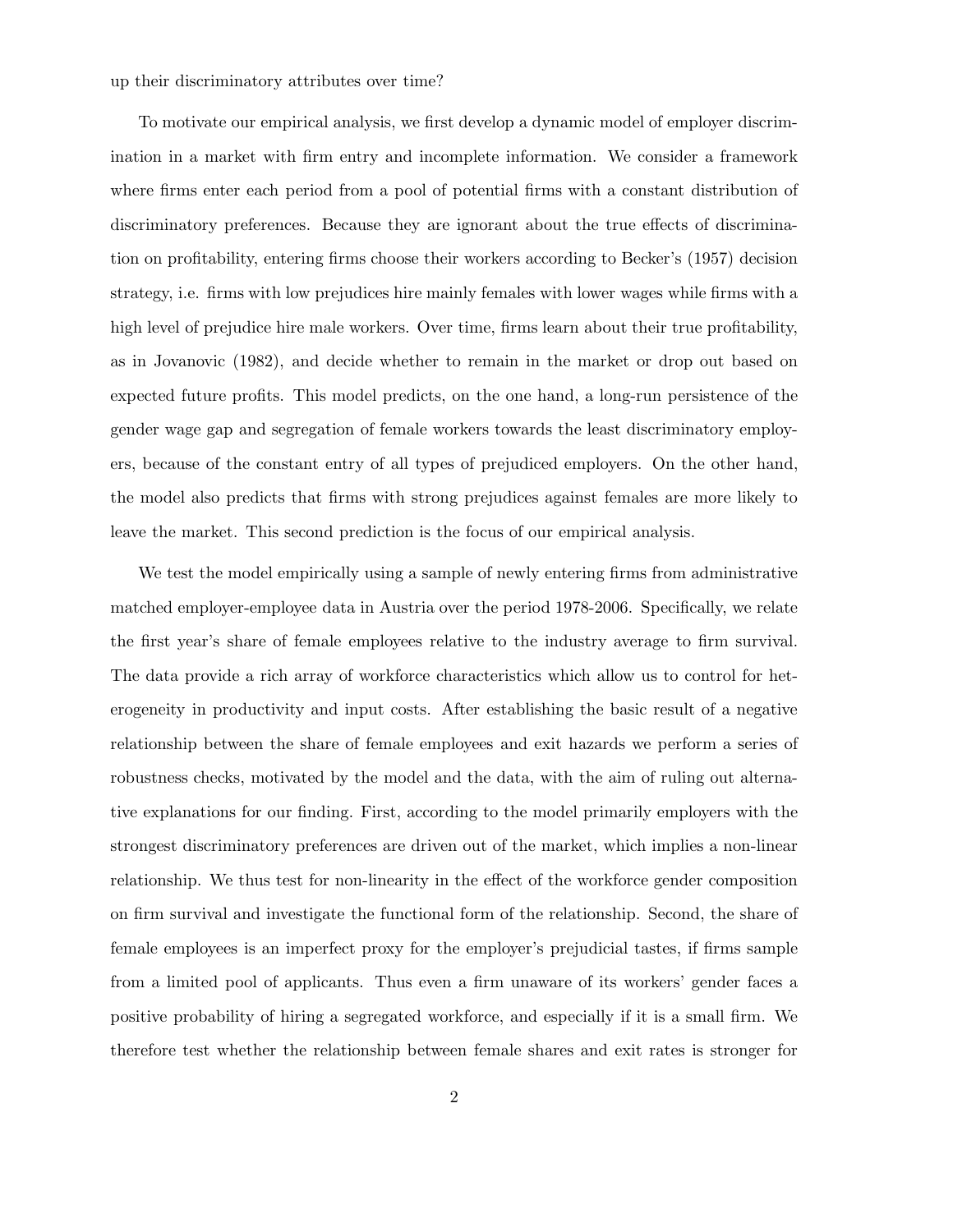up their discriminatory attributes over time?

To motivate our empirical analysis, we first develop a dynamic model of employer discrimination in a market with firm entry and incomplete information. We consider a framework where firms enter each period from a pool of potential firms with a constant distribution of discriminatory preferences. Because they are ignorant about the true effects of discrimination on profitability, entering firms choose their workers according to Becker's (1957) decision strategy, i.e. firms with low prejudices hire mainly females with lower wages while firms with a high level of prejudice hire male workers. Over time, firms learn about their true profitability, as in Jovanovic (1982), and decide whether to remain in the market or drop out based on expected future profits. This model predicts, on the one hand, a long-run persistence of the gender wage gap and segregation of female workers towards the least discriminatory employers, because of the constant entry of all types of prejudiced employers. On the other hand, the model also predicts that firms with strong prejudices against females are more likely to leave the market. This second prediction is the focus of our empirical analysis.

We test the model empirically using a sample of newly entering firms from administrative matched employer-employee data in Austria over the period 1978-2006. Specifically, we relate the first year's share of female employees relative to the industry average to firm survival. The data provide a rich array of workforce characteristics which allow us to control for heterogeneity in productivity and input costs. After establishing the basic result of a negative relationship between the share of female employees and exit hazards we perform a series of robustness checks, motivated by the model and the data, with the aim of ruling out alternative explanations for our finding. First, according to the model primarily employers with the strongest discriminatory preferences are driven out of the market, which implies a non-linear relationship. We thus test for non-linearity in the effect of the workforce gender composition on firm survival and investigate the functional form of the relationship. Second, the share of female employees is an imperfect proxy for the employer's prejudicial tastes, if firms sample from a limited pool of applicants. Thus even a firm unaware of its workers' gender faces a positive probability of hiring a segregated workforce, and especially if it is a small firm. We therefore test whether the relationship between female shares and exit rates is stronger for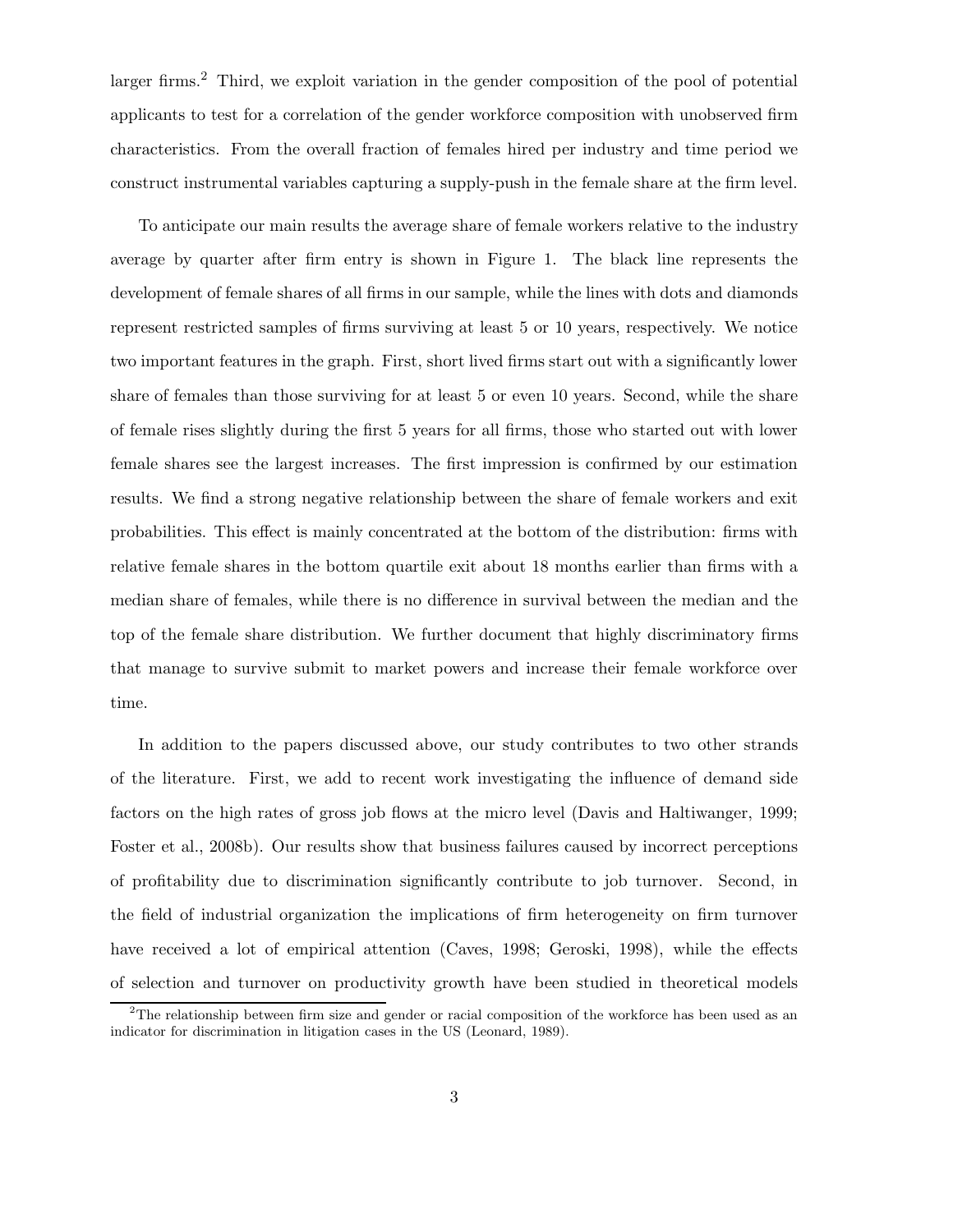larger firms.[2] Third, we exploit variation in the gender composition of the pool of potential applicants to test for a correlation of the gender workforce composition with unobserved firm characteristics. From the overall fraction of females hired per industry and time period we construct instrumental variables capturing a supply-push in the female share at the firm level.

To anticipate our main results the average share of female workers relative to the industry average by quarter after firm entry is shown in Figure 1. The black line represents the development of female shares of all firms in our sample, while the lines with dots and diamonds represent restricted samples of firms surviving at least 5 or 10 years, respectively. We notice two important features in the graph. First, short lived firms start out with a significantly lower share of females than those surviving for at least 5 or even 10 years. Second, while the share of female rises slightly during the first 5 years for all firms, those who started out with lower female shares see the largest increases. The first impression is confirmed by our estimation results. We find a strong negative relationship between the share of female workers and exit probabilities. This effect is mainly concentrated at the bottom of the distribution: firms with relative female shares in the bottom quartile exit about 18 months earlier than firms with a median share of females, while there is no difference in survival between the median and the top of the female share distribution. We further document that highly discriminatory firms that manage to survive submit to market powers and increase their female workforce over time.

In addition to the papers discussed above, our study contributes to two other strands of the literature. First, we add to recent work investigating the influence of demand side factors on the high rates of gross job flows at the micro level (Davis and Haltiwanger, 1999; Foster et al., 2008b). Our results show that business failures caused by incorrect perceptions of profitability due to discrimination significantly contribute to job turnover. Second, in the field of industrial organization the implications of firm heterogeneity on firm turnover have received a lot of empirical attention (Caves, 1998; Geroski, 1998), while the effects of selection and turnover on productivity growth have been studied in theoretical models

[2] The relationship between firm size and gender or racial composition of the workforce has been used as an indicator for discrimination in litigation cases in the US (Leonard, 1989).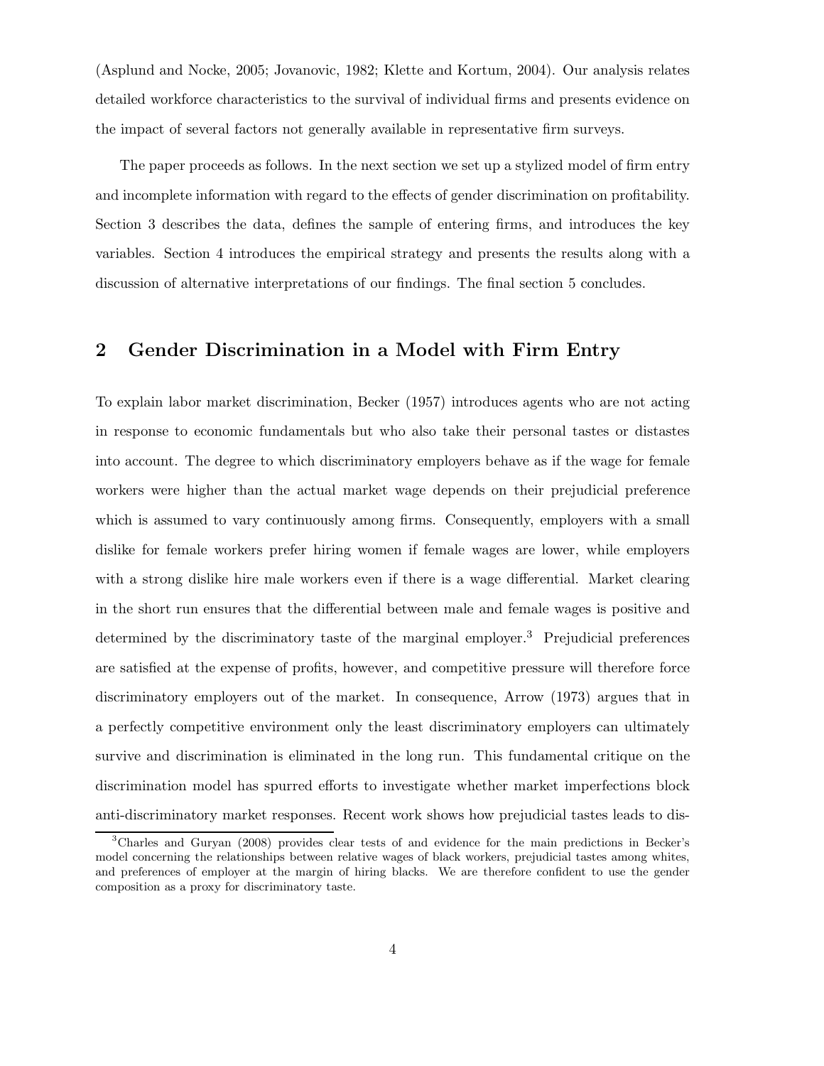(Asplund and Nocke, 2005; Jovanovic, 1982; Klette and Kortum, 2004). Our analysis relates detailed workforce characteristics to the survival of individual firms and presents evidence on the impact of several factors not generally available in representative firm surveys.

The paper proceeds as follows. In the next section we set up a stylized model of firm entry and incomplete information with regard to the effects of gender discrimination on profitability. Section 3 describes the data, defines the sample of entering firms, and introduces the key variables. Section 4 introduces the empirical strategy and presents the results along with a discussion of alternative interpretations of our findings. The final section 5 concludes.

## 2 Gender Discrimination in a Model with Firm Entry

To explain labor market discrimination, Becker (1957) introduces agents who are not acting in response to economic fundamentals but who also take their personal tastes or distastes into account. The degree to which discriminatory employers behave as if the wage for female workers were higher than the actual market wage depends on their prejudicial preference which is assumed to vary continuously among firms. Consequently, employers with a small dislike for female workers prefer hiring women if female wages are lower, while employers with a strong dislike hire male workers even if there is a wage differential. Market clearing in the short run ensures that the differential between male and female wages is positive and determined by the discriminatory taste of the marginal employer.[3] Prejudicial preferences are satisfied at the expense of profits, however, and competitive pressure will therefore force discriminatory employers out of the market. In consequence, Arrow (1973) argues that in a perfectly competitive environment only the least discriminatory employers can ultimately survive and discrimination is eliminated in the long run. This fundamental critique on the discrimination model has spurred efforts to investigate whether market imperfections block anti-discriminatory market responses. Recent work shows how prejudicial tastes leads to dis-

[3] Charles and Guryan (2008) provides clear tests of and evidence for the main predictions in Becker's model concerning the relationships between relative wages of black workers, prejudicial tastes among whites, and preferences of employer at the margin of hiring blacks. We are therefore confident to use the gender composition as a proxy for discriminatory taste.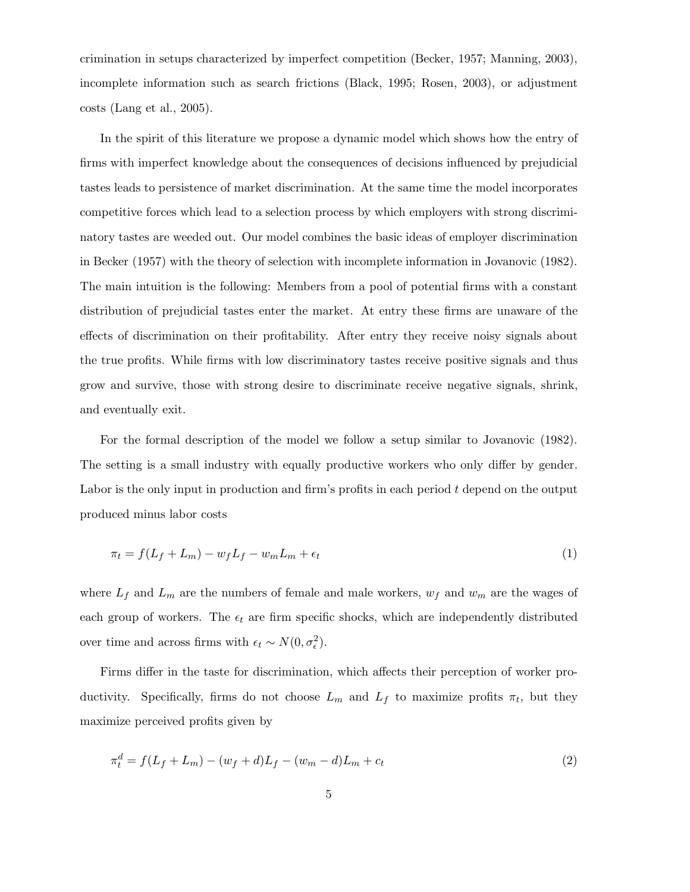crimination in setups characterized by imperfect competition (Becker, 1957; Manning, 2003), incomplete information such as search frictions (Black, 1995; Rosen, 2003), or adjustment costs (Lang et al., 2005).

In the spirit of this literature we propose a dynamic model which shows how the entry of firms with imperfect knowledge about the consequences of decisions influenced by prejudicial tastes leads to persistence of market discrimination. At the same time the model incorporates competitive forces which lead to a selection process by which employers with strong discriminatory tastes are weeded out. Our model combines the basic ideas of employer discrimination in Becker (1957) with the theory of selection with incomplete information in Jovanovic (1982). The main intuition is the following: Members from a pool of potential firms with a constant distribution of prejudicial tastes enter the market. At entry these firms are unaware of the effects of discrimination on their profitability. After entry they receive noisy signals about the true profits. While firms with low discriminatory tastes receive positive signals and thus grow and survive, those with strong desire to discriminate receive negative signals, shrink, and eventually exit.

For the formal description of the model we follow a setup similar to Jovanovic (1982). The setting is a small industry with equally productive workers who only differ by gender. Labor is the only input in production and firm's profits in each period $t$ depend on the output produced minus labor costs

$$\pi_t = f(L_f + L_m) - w_f L_f - w_m L_m + \epsilon_t \tag{1}$$

where $L_f$ and $L_m$ are the numbers of female and male workers, $w_f$ and $w_m$ are the wages of each group of workers. The $\epsilon_t$ are firm specific shocks, which are independently distributed over time and across firms with $\epsilon_t \sim N(0, \sigma_\epsilon^2)$.

Firms differ in the taste for discrimination, which affects their perception of worker productivity. Specifically, firms do not choose $L_m$ and $L_f$ to maximize profits $\pi_t$, but they maximize perceived profits given by

$$\pi_t^d = f(L_f + L_m) - (w_f + d)L_f - (w_m - d)L_m + c_t \tag{2}$$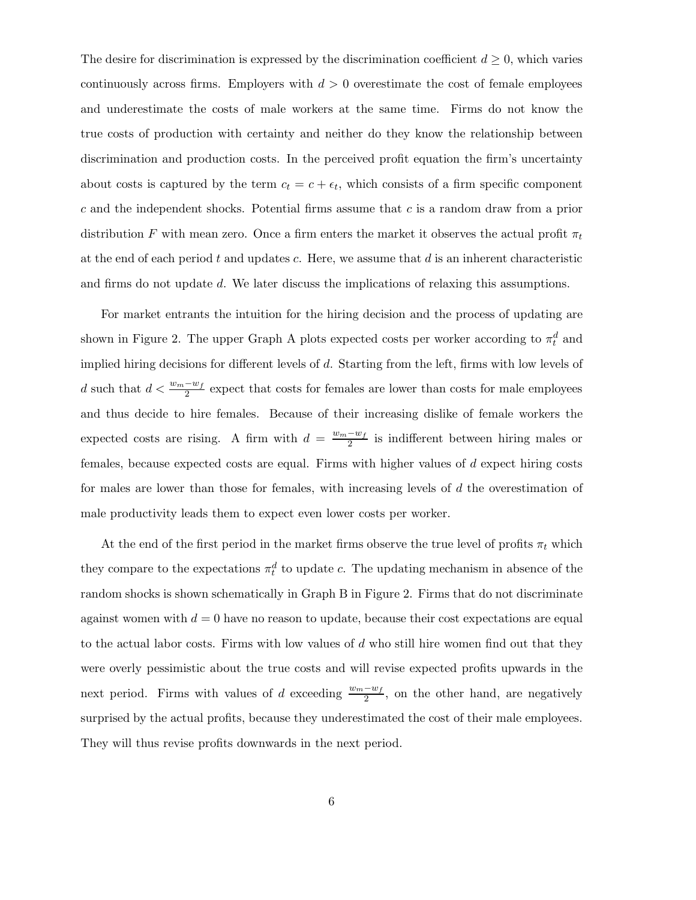The desire for discrimination is expressed by the discrimination coefficient $d \geq 0$, which varies continuously across firms. Employers with $d > 0$ overestimate the cost of female employees and underestimate the costs of male workers at the same time. Firms do not know the true costs of production with certainty and neither do they know the relationship between discrimination and production costs. In the perceived profit equation the firm's uncertainty about costs is captured by the term $c_t = c + \epsilon_t$, which consists of a firm specific component $c$ and the independent shocks. Potential firms assume that $c$ is a random draw from a prior distribution $F$ with mean zero. Once a firm enters the market it observes the actual profit $\pi_t$ at the end of each period $t$ and updates $c$. Here, we assume that $d$ is an inherent characteristic and firms do not update $d$. We later discuss the implications of relaxing this assumptions.

For market entrants the intuition for the hiring decision and the process of updating are shown in Figure 2. The upper Graph A plots expected costs per worker according to $\pi_t^d$ and implied hiring decisions for different levels of $d$. Starting from the left, firms with low levels of $d$ such that $d < \frac{w_m - w_f}{2}$ expect that costs for females are lower than costs for male employees and thus decide to hire females. Because of their increasing dislike of female workers the expected costs are rising. A firm with $d = \frac{w_m - w_f}{2}$ is indifferent between hiring males or females, because expected costs are equal. Firms with higher values of $d$ expect hiring costs for males are lower than those for females, with increasing levels of $d$ the overestimation of male productivity leads them to expect even lower costs per worker.

At the end of the first period in the market firms observe the true level of profits $\pi_t$ which they compare to the expectations $\pi_t^d$ to update $c$. The updating mechanism in absence of the random shocks is shown schematically in Graph B in Figure 2. Firms that do not discriminate against women with $d = 0$ have no reason to update, because their cost expectations are equal to the actual labor costs. Firms with low values of $d$ who still hire women find out that they were overly pessimistic about the true costs and will revise expected profits upwards in the next period. Firms with values of $d$ exceeding $\frac{w_m - w_f}{2}$, on the other hand, are negatively surprised by the actual profits, because they underestimated the cost of their male employees. They will thus revise profits downwards in the next period.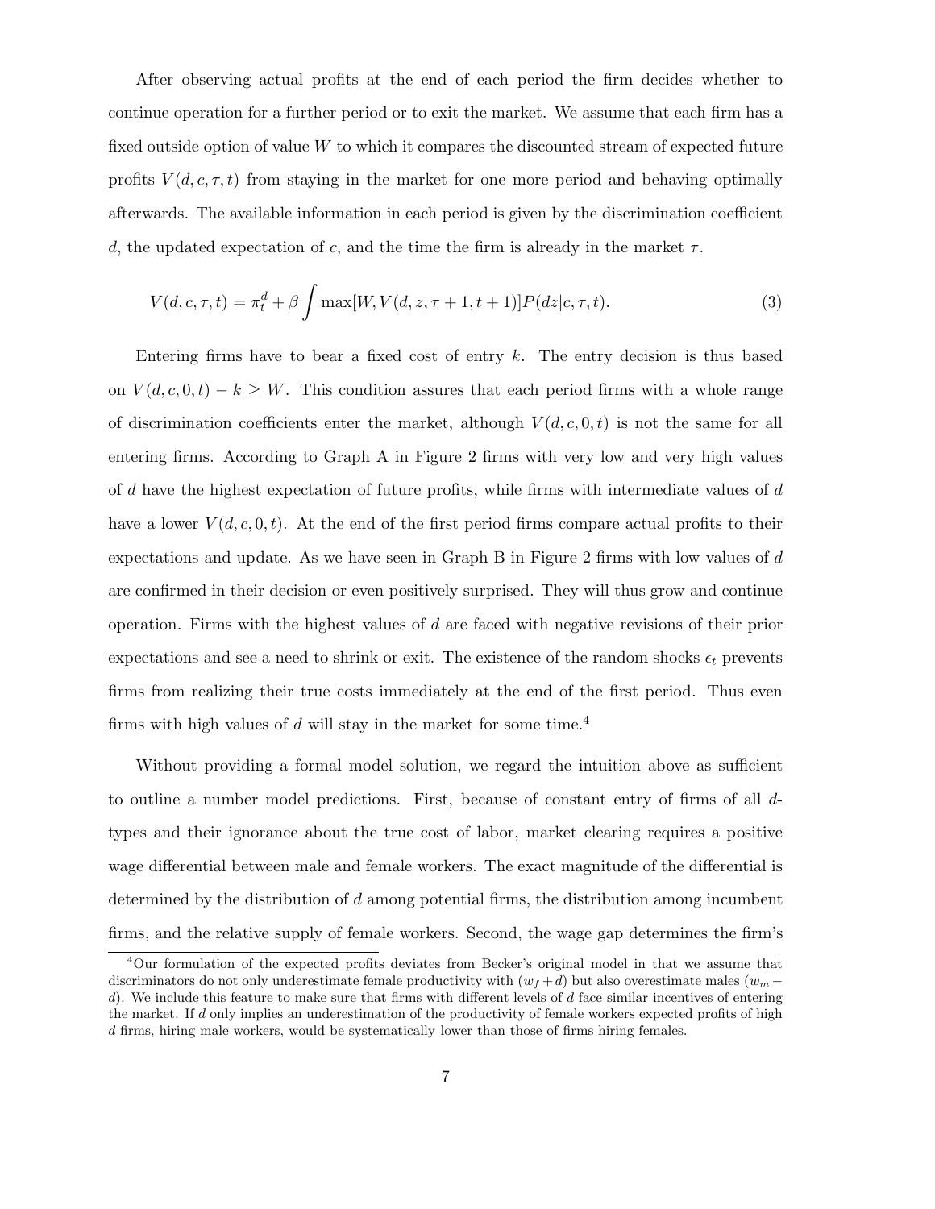After observing actual profits at the end of each period the firm decides whether to continue operation for a further period or to exit the market. We assume that each firm has a fixed outside option of value $W$ to which it compares the discounted stream of expected future profits $V(d, c, \tau, t)$ from staying in the market for one more period and behaving optimally afterwards. The available information in each period is given by the discrimination coefficient $d$, the updated expectation of $c$, and the time the firm is already in the market $\tau$.

$$V(d, c, \tau, t) = \pi_t^d + \beta \int \max[W, V(d, z, \tau + 1, t + 1)] P(dz|c, \tau, t). \tag{3}$$

Entering firms have to bear a fixed cost of entry $k$. The entry decision is thus based on $V(d, c, 0, t) - k \geq W$. This condition assures that each period firms with a whole range of discrimination coefficients enter the market, although $V(d, c, 0, t)$ is not the same for all entering firms. According to Graph A in Figure 2 firms with very low and very high values of $d$ have the highest expectation of future profits, while firms with intermediate values of $d$ have a lower $V(d, c, 0, t)$. At the end of the first period firms compare actual profits to their expectations and update. As we have seen in Graph B in Figure 2 firms with low values of $d$ are confirmed in their decision or even positively surprised. They will thus grow and continue operation. Firms with the highest values of $d$ are faced with negative revisions of their prior expectations and see a need to shrink or exit. The existence of the random shocks $\epsilon_t$ prevents firms from realizing their true costs immediately at the end of the first period. Thus even firms with high values of $d$ will stay in the market for some time.[4]

Without providing a formal model solution, we regard the intuition above as sufficient to outline a number model predictions. First, because of constant entry of firms of all $d$-types and their ignorance about the true cost of labor, market clearing requires a positive wage differential between male and female workers. The exact magnitude of the differential is determined by the distribution of $d$ among potential firms, the distribution among incumbent firms, and the relative supply of female workers. Second, the wage gap determines the firm's

[4] Our formulation of the expected profits deviates from Becker's original model in that we assume that discriminators do not only underestimate female productivity with $(w_f + d)$ but also overestimate males $(w_m - d)$. We include this feature to make sure that firms with different levels of $d$ face similar incentives of entering the market. If $d$ only implies an underestimation of the productivity of female workers expected profits of high $d$ firms, hiring male workers, would be systematically lower than those of firms hiring females.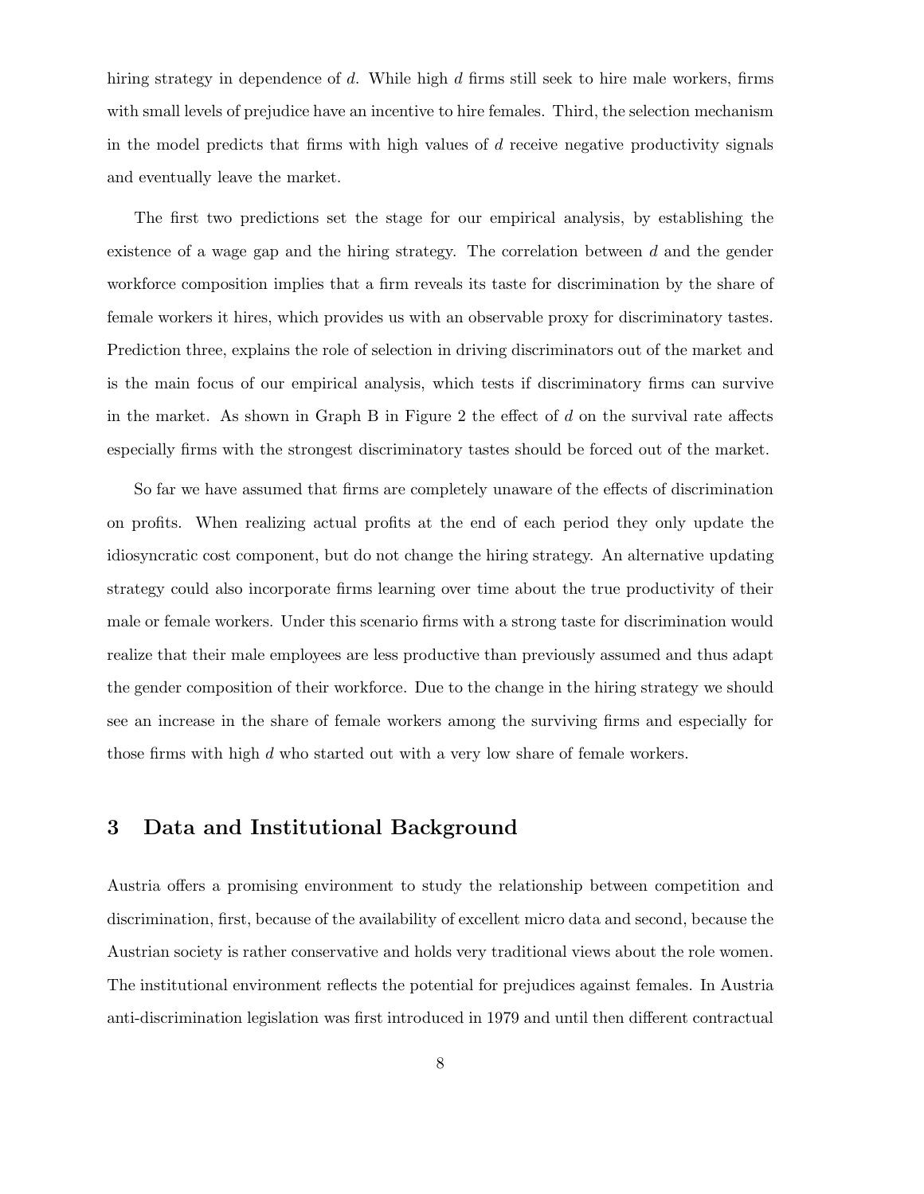hiring strategy in dependence of $d$. While high $d$ firms still seek to hire male workers, firms with small levels of prejudice have an incentive to hire females. Third, the selection mechanism in the model predicts that firms with high values of $d$ receive negative productivity signals and eventually leave the market.

The first two predictions set the stage for our empirical analysis, by establishing the existence of a wage gap and the hiring strategy. The correlation between $d$ and the gender workforce composition implies that a firm reveals its taste for discrimination by the share of female workers it hires, which provides us with an observable proxy for discriminatory tastes. Prediction three, explains the role of selection in driving discriminators out of the market and is the main focus of our empirical analysis, which tests if discriminatory firms can survive in the market. As shown in Graph B in Figure 2 the effect of $d$ on the survival rate affects especially firms with the strongest discriminatory tastes should be forced out of the market.

So far we have assumed that firms are completely unaware of the effects of discrimination on profits. When realizing actual profits at the end of each period they only update the idiosyncratic cost component, but do not change the hiring strategy. An alternative updating strategy could also incorporate firms learning over time about the true productivity of their male or female workers. Under this scenario firms with a strong taste for discrimination would realize that their male employees are less productive than previously assumed and thus adapt the gender composition of their workforce. Due to the change in the hiring strategy we should see an increase in the share of female workers among the surviving firms and especially for those firms with high $d$ who started out with a very low share of female workers.

## 3 Data and Institutional Background

Austria offers a promising environment to study the relationship between competition and discrimination, first, because of the availability of excellent micro data and second, because the Austrian society is rather conservative and holds very traditional views about the role women. The institutional environment reflects the potential for prejudices against females. In Austria anti-discrimination legislation was first introduced in 1979 and until then different contractual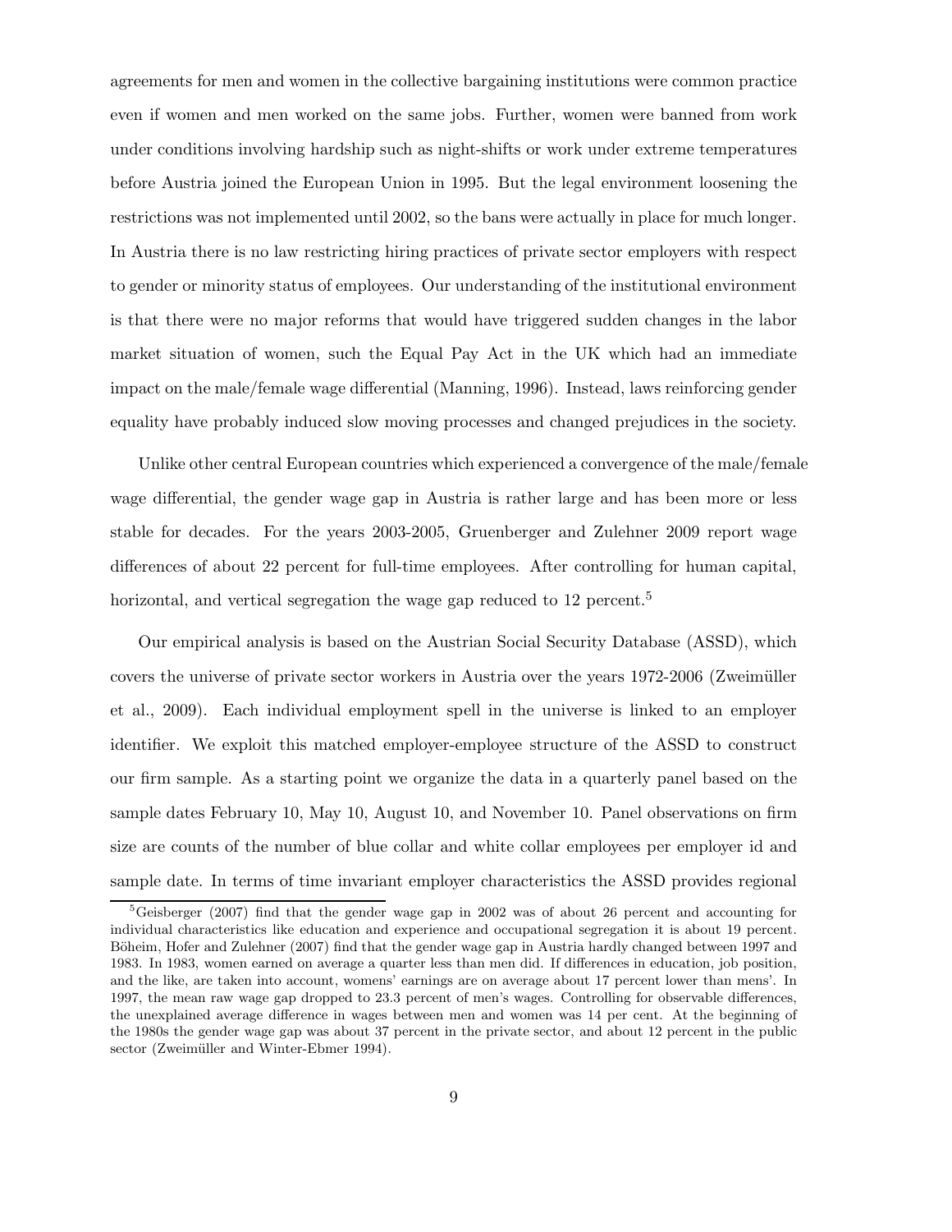agreements for men and women in the collective bargaining institutions were common practice even if women and men worked on the same jobs. Further, women were banned from work under conditions involving hardship such as night-shifts or work under extreme temperatures before Austria joined the European Union in 1995. But the legal environment loosening the restrictions was not implemented until 2002, so the bans were actually in place for much longer. In Austria there is no law restricting hiring practices of private sector employers with respect to gender or minority status of employees. Our understanding of the institutional environment is that there were no major reforms that would have triggered sudden changes in the labor market situation of women, such the Equal Pay Act in the UK which had an immediate impact on the male/female wage differential (Manning, 1996). Instead, laws reinforcing gender equality have probably induced slow moving processes and changed prejudices in the society.

Unlike other central European countries which experienced a convergence of the male/female wage differential, the gender wage gap in Austria is rather large and has been more or less stable for decades. For the years 2003-2005, Gruenberger and Zulehner 2009 report wage differences of about 22 percent for full-time employees. After controlling for human capital, horizontal, and vertical segregation the wage gap reduced to 12 percent.[5]

Our empirical analysis is based on the Austrian Social Security Database (ASSD), which covers the universe of private sector workers in Austria over the years 1972-2006 (Zweimüller et al., 2009). Each individual employment spell in the universe is linked to an employer identifier. We exploit this matched employer-employee structure of the ASSD to construct our firm sample. As a starting point we organize the data in a quarterly panel based on the sample dates February 10, May 10, August 10, and November 10. Panel observations on firm size are counts of the number of blue collar and white collar employees per employer id and sample date. In terms of time invariant employer characteristics the ASSD provides regional

[5]Geisberger (2007) find that the gender wage gap in 2002 was of about 26 percent and accounting for individual characteristics like education and experience and occupational segregation it is about 19 percent. Böheim, Hofer and Zulehner (2007) find that the gender wage gap in Austria hardly changed between 1997 and 1983. In 1983, women earned on average a quarter less than men did. If differences in education, job position, and the like, are taken into account, womens' earnings are on average about 17 percent lower than mens'. In 1997, the mean raw wage gap dropped to 23.3 percent of men's wages. Controlling for observable differences, the unexplained average difference in wages between men and women was 14 per cent. At the beginning of the 1980s the gender wage gap was about 37 percent in the private sector, and about 12 percent in the public sector (Zweimüller and Winter-Ebmer 1994).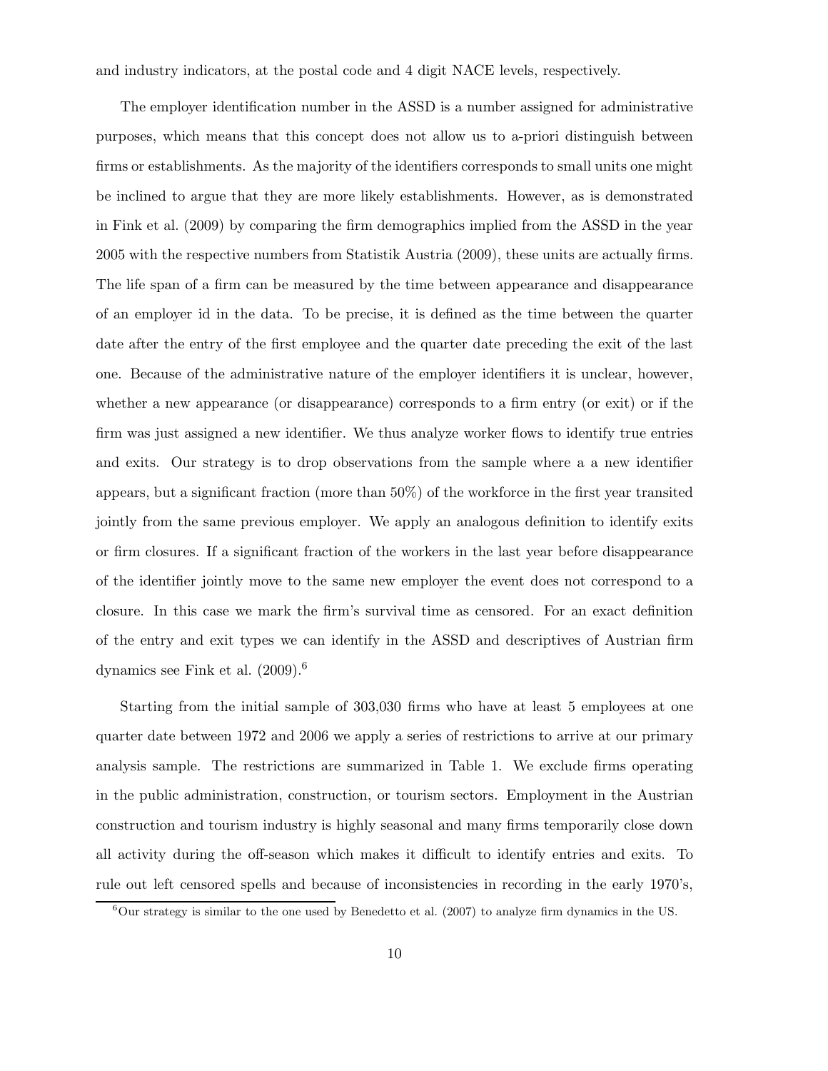and industry indicators, at the postal code and 4 digit NACE levels, respectively.

The employer identification number in the ASSD is a number assigned for administrative purposes, which means that this concept does not allow us to a-priori distinguish between firms or establishments. As the majority of the identifiers corresponds to small units one might be inclined to argue that they are more likely establishments. However, as is demonstrated in Fink et al. (2009) by comparing the firm demographics implied from the ASSD in the year 2005 with the respective numbers from Statistik Austria (2009), these units are actually firms. The life span of a firm can be measured by the time between appearance and disappearance of an employer id in the data. To be precise, it is defined as the time between the quarter date after the entry of the first employee and the quarter date preceding the exit of the last one. Because of the administrative nature of the employer identifiers it is unclear, however, whether a new appearance (or disappearance) corresponds to a firm entry (or exit) or if the firm was just assigned a new identifier. We thus analyze worker flows to identify true entries and exits. Our strategy is to drop observations from the sample where a a new identifier appears, but a significant fraction (more than 50%) of the workforce in the first year transited jointly from the same previous employer. We apply an analogous definition to identify exits or firm closures. If a significant fraction of the workers in the last year before disappearance of the identifier jointly move to the same new employer the event does not correspond to a closure. In this case we mark the firm's survival time as censored. For an exact definition of the entry and exit types we can identify in the ASSD and descriptives of Austrian firm dynamics see Fink et al. (2009).[6]

Starting from the initial sample of 303,030 firms who have at least 5 employees at one quarter date between 1972 and 2006 we apply a series of restrictions to arrive at our primary analysis sample. The restrictions are summarized in Table 1. We exclude firms operating in the public administration, construction, or tourism sectors. Employment in the Austrian construction and tourism industry is highly seasonal and many firms temporarily close down all activity during the off-season which makes it difficult to identify entries and exits. To rule out left censored spells and because of inconsistencies in recording in the early 1970's,

[6] Our strategy is similar to the one used by Benedetto et al. (2007) to analyze firm dynamics in the US.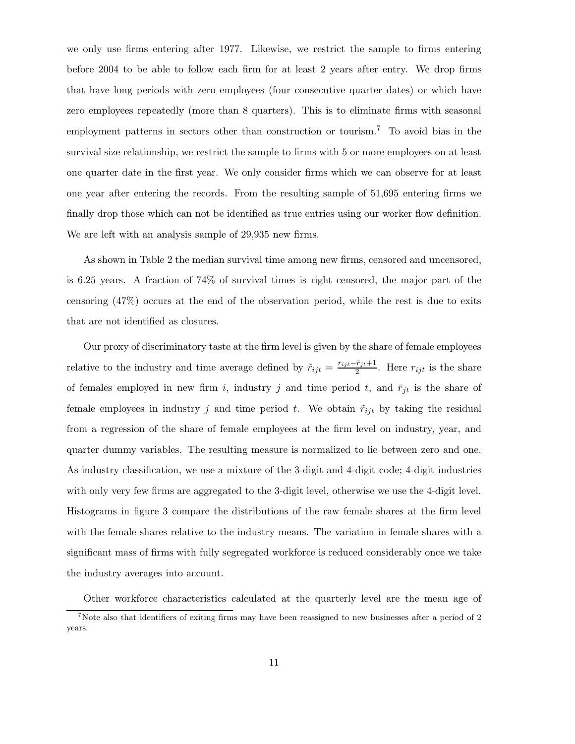we only use firms entering after 1977. Likewise, we restrict the sample to firms entering before 2004 to be able to follow each firm for at least 2 years after entry. We drop firms that have long periods with zero employees (four consecutive quarter dates) or which have zero employees repeatedly (more than 8 quarters). This is to eliminate firms with seasonal employment patterns in sectors other than construction or tourism.[7] To avoid bias in the survival size relationship, we restrict the sample to firms with 5 or more employees on at least one quarter date in the first year. We only consider firms which we can observe for at least one year after entering the records. From the resulting sample of 51,695 entering firms we finally drop those which can not be identified as true entries using our worker flow definition. We are left with an analysis sample of 29,935 new firms.

As shown in Table 2 the median survival time among new firms, censored and uncensored, is 6.25 years. A fraction of 74% of survival times is right censored, the major part of the censoring (47%) occurs at the end of the observation period, while the rest is due to exits that are not identified as closures.

Our proxy of discriminatory taste at the firm level is given by the share of female employees relative to the industry and time average defined by $\tilde{r}_{ijt} = \frac{r_{ijt} - \bar{r}_{jt} + 1}{2}$. Here $r_{ijt}$ is the share of females employed in new firm $i$, industry $j$ and time period $t$, and $\bar{r}_{jt}$ is the share of female employees in industry $j$ and time period $t$. We obtain $\tilde{r}_{ijt}$ by taking the residual from a regression of the share of female employees at the firm level on industry, year, and quarter dummy variables. The resulting measure is normalized to lie between zero and one. As industry classification, we use a mixture of the 3-digit and 4-digit code; 4-digit industries with only very few firms are aggregated to the 3-digit level, otherwise we use the 4-digit level. Histograms in figure 3 compare the distributions of the raw female shares at the firm level with the female shares relative to the industry means. The variation in female shares with a significant mass of firms with fully segregated workforce is reduced considerably once we take the industry averages into account.

Other workforce characteristics calculated at the quarterly level are the mean age of

[7] Note also that identifiers of exiting firms may have been reassigned to new businesses after a period of 2 years.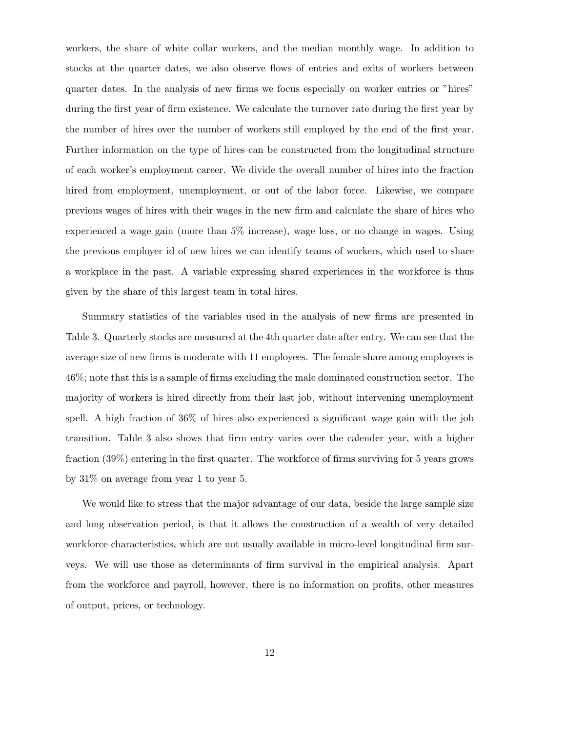workers, the share of white collar workers, and the median monthly wage. In addition to stocks at the quarter dates, we also observe flows of entries and exits of workers between quarter dates. In the analysis of new firms we focus especially on worker entries or "hires" during the first year of firm existence. We calculate the turnover rate during the first year by the number of hires over the number of workers still employed by the end of the first year. Further information on the type of hires can be constructed from the longitudinal structure of each worker's employment career. We divide the overall number of hires into the fraction hired from employment, unemployment, or out of the labor force. Likewise, we compare previous wages of hires with their wages in the new firm and calculate the share of hires who experienced a wage gain (more than 5% increase), wage loss, or no change in wages. Using the previous employer id of new hires we can identify teams of workers, which used to share a workplace in the past. A variable expressing shared experiences in the workforce is thus given by the share of this largest team in total hires.

Summary statistics of the variables used in the analysis of new firms are presented in Table 3. Quarterly stocks are measured at the 4th quarter date after entry. We can see that the average size of new firms is moderate with 11 employees. The female share among employees is 46%; note that this is a sample of firms excluding the male dominated construction sector. The majority of workers is hired directly from their last job, without intervening unemployment spell. A high fraction of 36% of hires also experienced a significant wage gain with the job transition. Table 3 also shows that firm entry varies over the calender year, with a higher fraction (39%) entering in the first quarter. The workforce of firms surviving for 5 years grows by 31% on average from year 1 to year 5.

We would like to stress that the major advantage of our data, beside the large sample size and long observation period, is that it allows the construction of a wealth of very detailed workforce characteristics, which are not usually available in micro-level longitudinal firm surveys. We will use those as determinants of firm survival in the empirical analysis. Apart from the workforce and payroll, however, there is no information on profits, other measures of output, prices, or technology.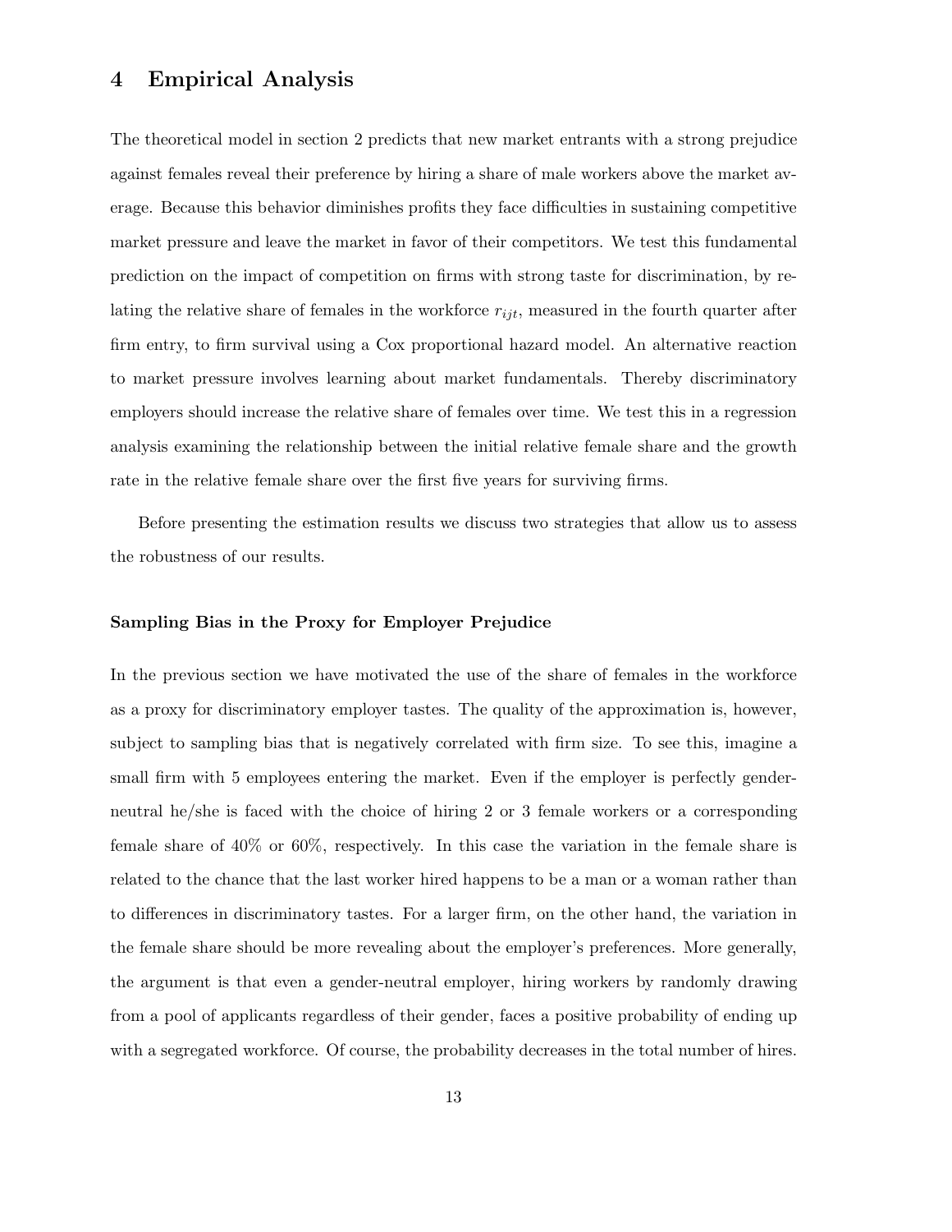# 4 Empirical Analysis

The theoretical model in section 2 predicts that new market entrants with a strong prejudice against females reveal their preference by hiring a share of male workers above the market average. Because this behavior diminishes profits they face difficulties in sustaining competitive market pressure and leave the market in favor of their competitors. We test this fundamental prediction on the impact of competition on firms with strong taste for discrimination, by relating the relative share of females in the workforce $r_{ijt}$, measured in the fourth quarter after firm entry, to firm survival using a Cox proportional hazard model. An alternative reaction to market pressure involves learning about market fundamentals. Thereby discriminatory employers should increase the relative share of females over time. We test this in a regression analysis examining the relationship between the initial relative female share and the growth rate in the relative female share over the first five years for surviving firms.

Before presenting the estimation results we discuss two strategies that allow us to assess the robustness of our results.

### Sampling Bias in the Proxy for Employer Prejudice

In the previous section we have motivated the use of the share of females in the workforce as a proxy for discriminatory employer tastes. The quality of the approximation is, however, subject to sampling bias that is negatively correlated with firm size. To see this, imagine a small firm with 5 employees entering the market. Even if the employer is perfectly gender-neutral he/she is faced with the choice of hiring 2 or 3 female workers or a corresponding female share of 40% or 60%, respectively. In this case the variation in the female share is related to the chance that the last worker hired happens to be a man or a woman rather than to differences in discriminatory tastes. For a larger firm, on the other hand, the variation in the female share should be more revealing about the employer's preferences. More generally, the argument is that even a gender-neutral employer, hiring workers by randomly drawing from a pool of applicants regardless of their gender, faces a positive probability of ending up with a segregated workforce. Of course, the probability decreases in the total number of hires.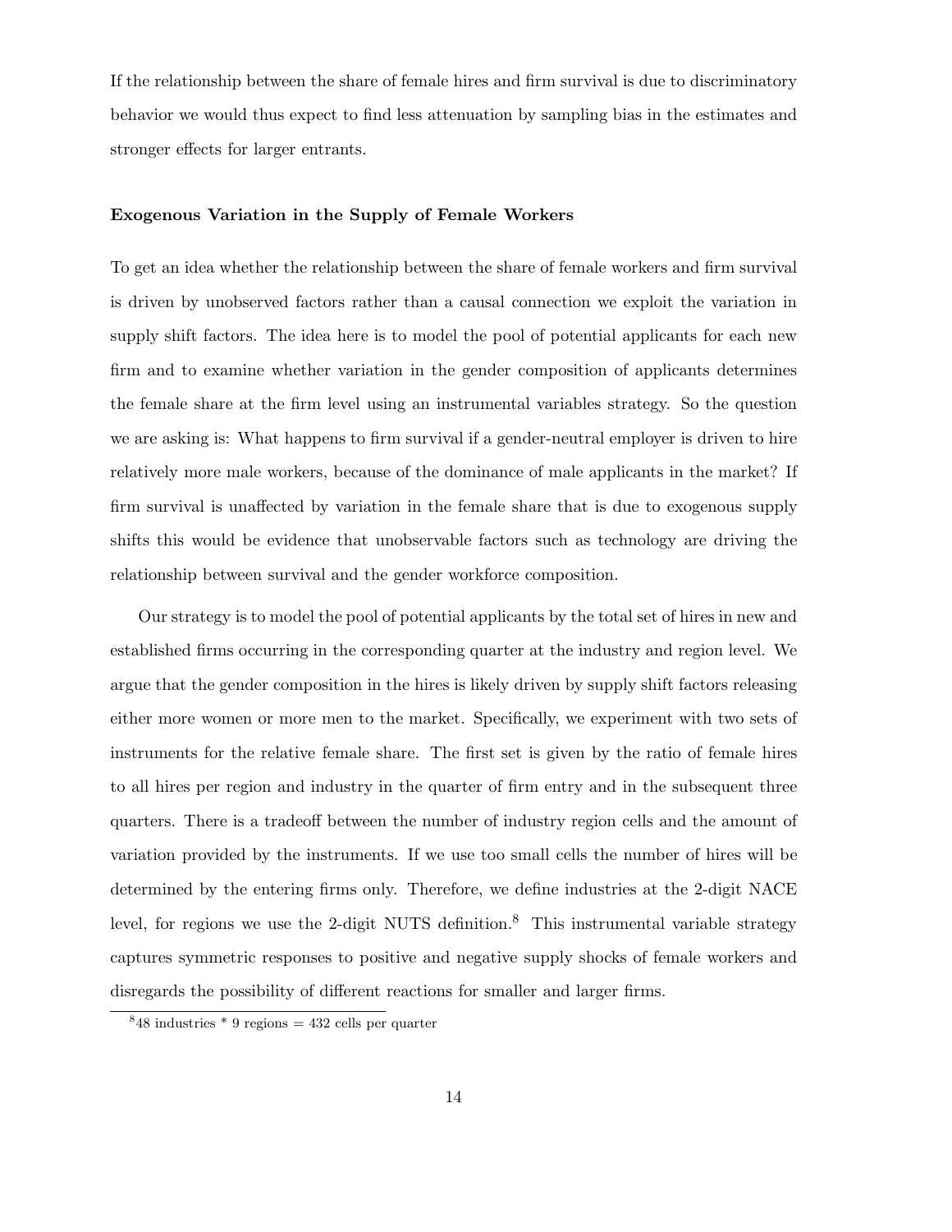If the relationship between the share of female hires and firm survival is due to discriminatory behavior we would thus expect to find less attenuation by sampling bias in the estimates and stronger effects for larger entrants.

**Exogenous Variation in the Supply of Female Workers**

To get an idea whether the relationship between the share of female workers and firm survival is driven by unobserved factors rather than a causal connection we exploit the variation in supply shift factors. The idea here is to model the pool of potential applicants for each new firm and to examine whether variation in the gender composition of applicants determines the female share at the firm level using an instrumental variables strategy. So the question we are asking is: What happens to firm survival if a gender-neutral employer is driven to hire relatively more male workers, because of the dominance of male applicants in the market? If firm survival is unaffected by variation in the female share that is due to exogenous supply shifts this would be evidence that unobservable factors such as technology are driving the relationship between survival and the gender workforce composition.

Our strategy is to model the pool of potential applicants by the total set of hires in new and established firms occurring in the corresponding quarter at the industry and region level. We argue that the gender composition in the hires is likely driven by supply shift factors releasing either more women or more men to the market. Specifically, we experiment with two sets of instruments for the relative female share. The first set is given by the ratio of female hires to all hires per region and industry in the quarter of firm entry and in the subsequent three quarters. There is a tradeoff between the number of industry region cells and the amount of variation provided by the instruments. If we use too small cells the number of hires will be determined by the entering firms only. Therefore, we define industries at the 2-digit NACE level, for regions we use the 2-digit NUTS definition.[8] This instrumental variable strategy captures symmetric responses to positive and negative supply shocks of female workers and disregards the possibility of different reactions for smaller and larger firms.

[8] 48 industries * 9 regions = 432 cells per quarter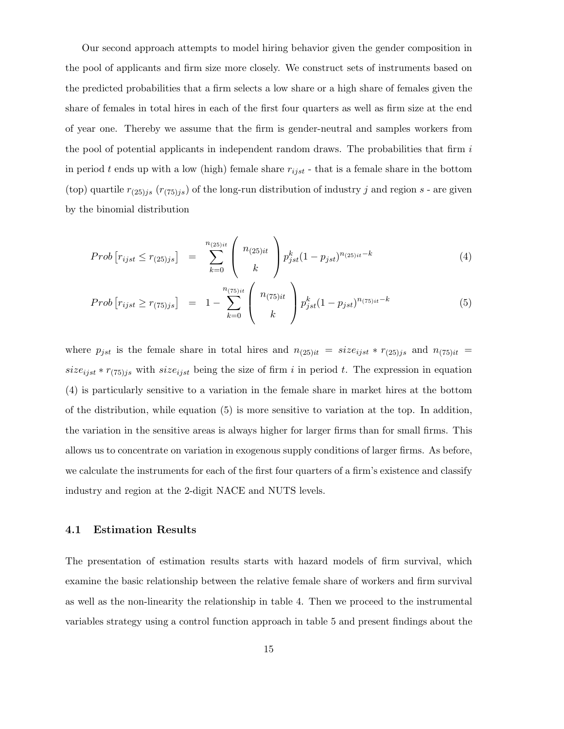Our second approach attempts to model hiring behavior given the gender composition in the pool of applicants and firm size more closely. We construct sets of instruments based on the predicted probabilities that a firm selects a low share or a high share of females given the share of females in total hires in each of the first four quarters as well as firm size at the end of year one. Thereby we assume that the firm is gender-neutral and samples workers from the pool of potential applicants in independent random draws. The probabilities that firm $i$ in period $t$ ends up with a low (high) female share $r_{ijst}$ - that is a female share in the bottom (top) quartile $r_{(25)js}$ ($r_{(75)js}$) of the long-run distribution of industry $j$ and region $s$ - are given by the binomial distribution

$$Prob\left[r_{ijst} \leq r_{(25)js}\right] = \sum_{k=0}^{n_{(25)it}} \binom{n_{(25)it}}{k} p_{jst}^{k}(1-p_{jst})^{n_{(25)it}-k} \tag{4}$$

$$Prob\left[r_{ijst} \geq r_{(75)js}\right] = 1 - \sum_{k=0}^{n_{(75)it}} \binom{n_{(75)it}}{k} p_{jst}^{k}(1-p_{jst})^{n_{(75)it}-k} \tag{5}$$

where $p_{jst}$ is the female share in total hires and $n_{(25)it} = size_{ijst} * r_{(25)js}$ and $n_{(75)it} = size_{ijst} * r_{(75)js}$ with $size_{ijst}$ being the size of firm $i$ in period $t$. The expression in equation (4) is particularly sensitive to a variation in the female share in market hires at the bottom of the distribution, while equation (5) is more sensitive to variation at the top. In addition, the variation in the sensitive areas is always higher for larger firms than for small firms. This allows us to concentrate on variation in exogenous supply conditions of larger firms. As before, we calculate the instruments for each of the first four quarters of a firm's existence and classify industry and region at the 2-digit NACE and NUTS levels.

### 4.1 Estimation Results

The presentation of estimation results starts with hazard models of firm survival, which examine the basic relationship between the relative female share of workers and firm survival as well as the non-linearity the relationship in table 4. Then we proceed to the instrumental variables strategy using a control function approach in table 5 and present findings about the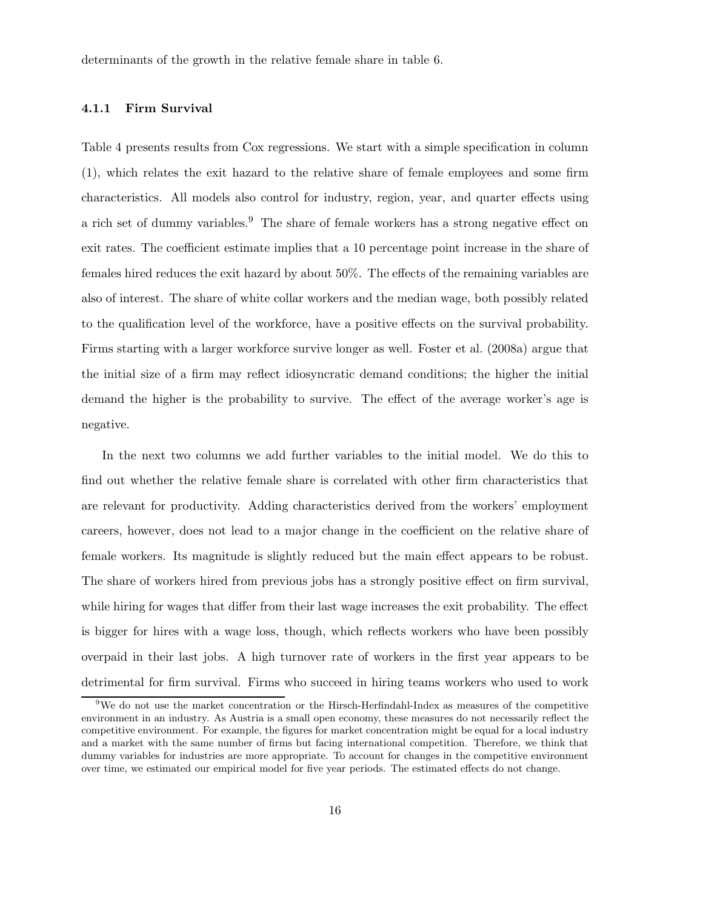determinants of the growth in the relative female share in table 6.

#### 4.1.1 Firm Survival

Table 4 presents results from Cox regressions. We start with a simple specification in column (1), which relates the exit hazard to the relative share of female employees and some firm characteristics. All models also control for industry, region, year, and quarter effects using a rich set of dummy variables.[9] The share of female workers has a strong negative effect on exit rates. The coefficient estimate implies that a 10 percentage point increase in the share of females hired reduces the exit hazard by about 50%. The effects of the remaining variables are also of interest. The share of white collar workers and the median wage, both possibly related to the qualification level of the workforce, have a positive effects on the survival probability. Firms starting with a larger workforce survive longer as well. Foster et al. (2008a) argue that the initial size of a firm may reflect idiosyncratic demand conditions; the higher the initial demand the higher is the probability to survive. The effect of the average worker's age is negative.

In the next two columns we add further variables to the initial model. We do this to find out whether the relative female share is correlated with other firm characteristics that are relevant for productivity. Adding characteristics derived from the workers' employment careers, however, does not lead to a major change in the coefficient on the relative share of female workers. Its magnitude is slightly reduced but the main effect appears to be robust. The share of workers hired from previous jobs has a strongly positive effect on firm survival, while hiring for wages that differ from their last wage increases the exit probability. The effect is bigger for hires with a wage loss, though, which reflects workers who have been possibly overpaid in their last jobs. A high turnover rate of workers in the first year appears to be detrimental for firm survival. Firms who succeed in hiring teams workers who used to work

[9] We do not use the market concentration or the Hirsch-Herfindahl-Index as measures of the competitive environment in an industry. As Austria is a small open economy, these measures do not necessarily reflect the competitive environment. For example, the figures for market concentration might be equal for a local industry and a market with the same number of firms but facing international competition. Therefore, we think that dummy variables for industries are more appropriate. To account for changes in the competitive environment over time, we estimated our empirical model for five year periods. The estimated effects do not change.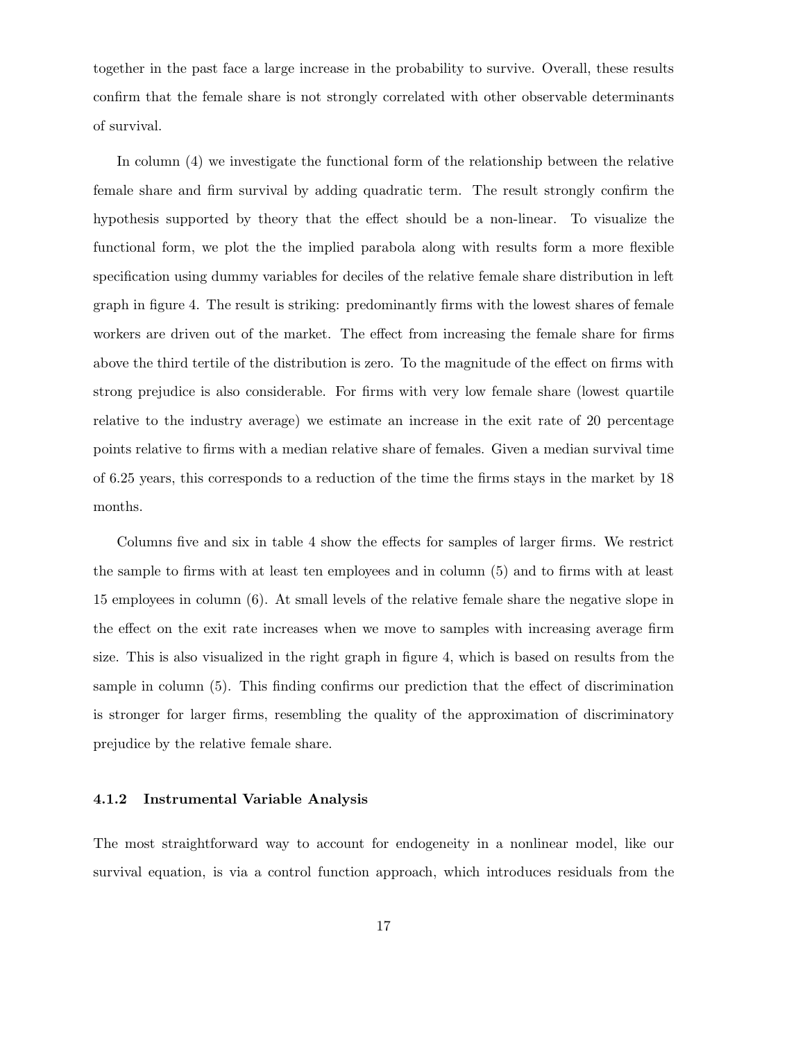together in the past face a large increase in the probability to survive. Overall, these results confirm that the female share is not strongly correlated with other observable determinants of survival.

In column (4) we investigate the functional form of the relationship between the relative female share and firm survival by adding quadratic term. The result strongly confirm the hypothesis supported by theory that the effect should be a non-linear. To visualize the functional form, we plot the the implied parabola along with results form a more flexible specification using dummy variables for deciles of the relative female share distribution in left graph in figure 4. The result is striking: predominantly firms with the lowest shares of female workers are driven out of the market. The effect from increasing the female share for firms above the third tertile of the distribution is zero. To the magnitude of the effect on firms with strong prejudice is also considerable. For firms with very low female share (lowest quartile relative to the industry average) we estimate an increase in the exit rate of 20 percentage points relative to firms with a median relative share of females. Given a median survival time of 6.25 years, this corresponds to a reduction of the time the firms stays in the market by 18 months.

Columns five and six in table 4 show the effects for samples of larger firms. We restrict the sample to firms with at least ten employees and in column (5) and to firms with at least 15 employees in column (6). At small levels of the relative female share the negative slope in the effect on the exit rate increases when we move to samples with increasing average firm size. This is also visualized in the right graph in figure 4, which is based on results from the sample in column (5). This finding confirms our prediction that the effect of discrimination is stronger for larger firms, resembling the quality of the approximation of discriminatory prejudice by the relative female share.

#### 4.1.2 Instrumental Variable Analysis

The most straightforward way to account for endogeneity in a nonlinear model, like our survival equation, is via a control function approach, which introduces residuals from the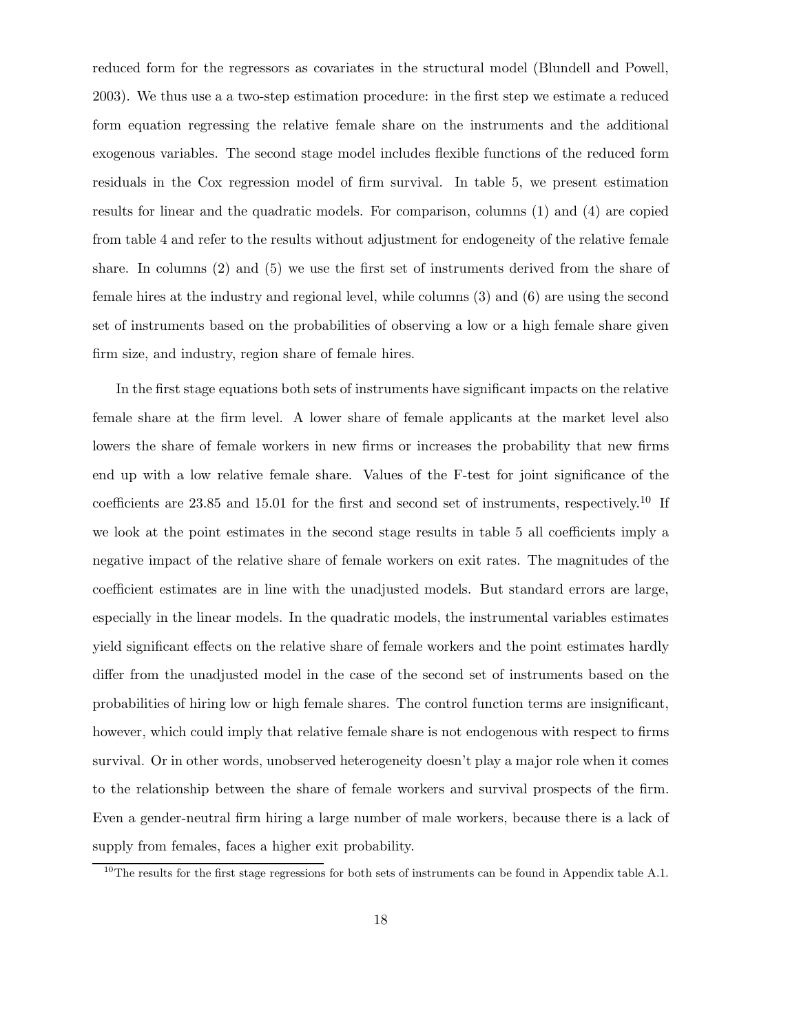reduced form for the regressors as covariates in the structural model (Blundell and Powell, 2003). We thus use a a two-step estimation procedure: in the first step we estimate a reduced form equation regressing the relative female share on the instruments and the additional exogenous variables. The second stage model includes flexible functions of the reduced form residuals in the Cox regression model of firm survival. In table 5, we present estimation results for linear and the quadratic models. For comparison, columns (1) and (4) are copied from table 4 and refer to the results without adjustment for endogeneity of the relative female share. In columns (2) and (5) we use the first set of instruments derived from the share of female hires at the industry and regional level, while columns (3) and (6) are using the second set of instruments based on the probabilities of observing a low or a high female share given firm size, and industry, region share of female hires.

In the first stage equations both sets of instruments have significant impacts on the relative female share at the firm level. A lower share of female applicants at the market level also lowers the share of female workers in new firms or increases the probability that new firms end up with a low relative female share. Values of the F-test for joint significance of the coefficients are 23.85 and 15.01 for the first and second set of instruments, respectively.[10] If we look at the point estimates in the second stage results in table 5 all coefficients imply a negative impact of the relative share of female workers on exit rates. The magnitudes of the coefficient estimates are in line with the unadjusted models. But standard errors are large, especially in the linear models. In the quadratic models, the instrumental variables estimates yield significant effects on the relative share of female workers and the point estimates hardly differ from the unadjusted model in the case of the second set of instruments based on the probabilities of hiring low or high female shares. The control function terms are insignificant, however, which could imply that relative female share is not endogenous with respect to firms survival. Or in other words, unobserved heterogeneity doesn't play a major role when it comes to the relationship between the share of female workers and survival prospects of the firm. Even a gender-neutral firm hiring a large number of male workers, because there is a lack of supply from females, faces a higher exit probability.

[10] The results for the first stage regressions for both sets of instruments can be found in Appendix table A.1.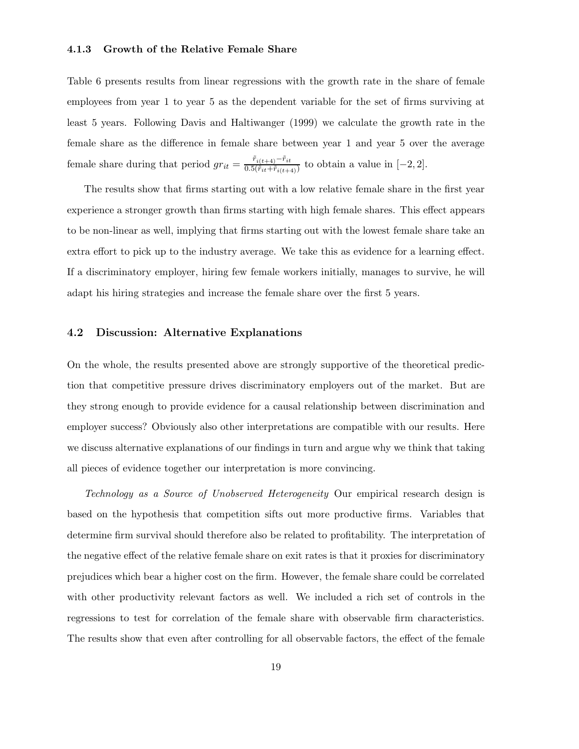### 4.1.3 Growth of the Relative Female Share

Table 6 presents results from linear regressions with the growth rate in the share of female employees from year 1 to year 5 as the dependent variable for the set of firms surviving at least 5 years. Following Davis and Haltiwanger (1999) we calculate the growth rate in the female share as the difference in female share between year 1 and year 5 over the average female share during that period $gr_{it} = \frac{\tilde{r}_{i(t+4)} - \tilde{r}_{it}}{0.5(\tilde{r}_{it} + \tilde{r}_{i(t+4)})}$ to obtain a value in $[-2, 2]$.

The results show that firms starting out with a low relative female share in the first year experience a stronger growth than firms starting with high female shares. This effect appears to be non-linear as well, implying that firms starting out with the lowest female share take an extra effort to pick up to the industry average. We take this as evidence for a learning effect. If a discriminatory employer, hiring few female workers initially, manages to survive, he will adapt his hiring strategies and increase the female share over the first 5 years.

## 4.2 Discussion: Alternative Explanations

On the whole, the results presented above are strongly supportive of the theoretical prediction that competitive pressure drives discriminatory employers out of the market. But are they strong enough to provide evidence for a causal relationship between discrimination and employer success? Obviously also other interpretations are compatible with our results. Here we discuss alternative explanations of our findings in turn and argue why we think that taking all pieces of evidence together our interpretation is more convincing.

*Technology as a Source of Unobserved Heterogeneity* Our empirical research design is based on the hypothesis that competition sifts out more productive firms. Variables that determine firm survival should therefore also be related to profitability. The interpretation of the negative effect of the relative female share on exit rates is that it proxies for discriminatory prejudices which bear a higher cost on the firm. However, the female share could be correlated with other productivity relevant factors as well. We included a rich set of controls in the regressions to test for correlation of the female share with observable firm characteristics. The results show that even after controlling for all observable factors, the effect of the female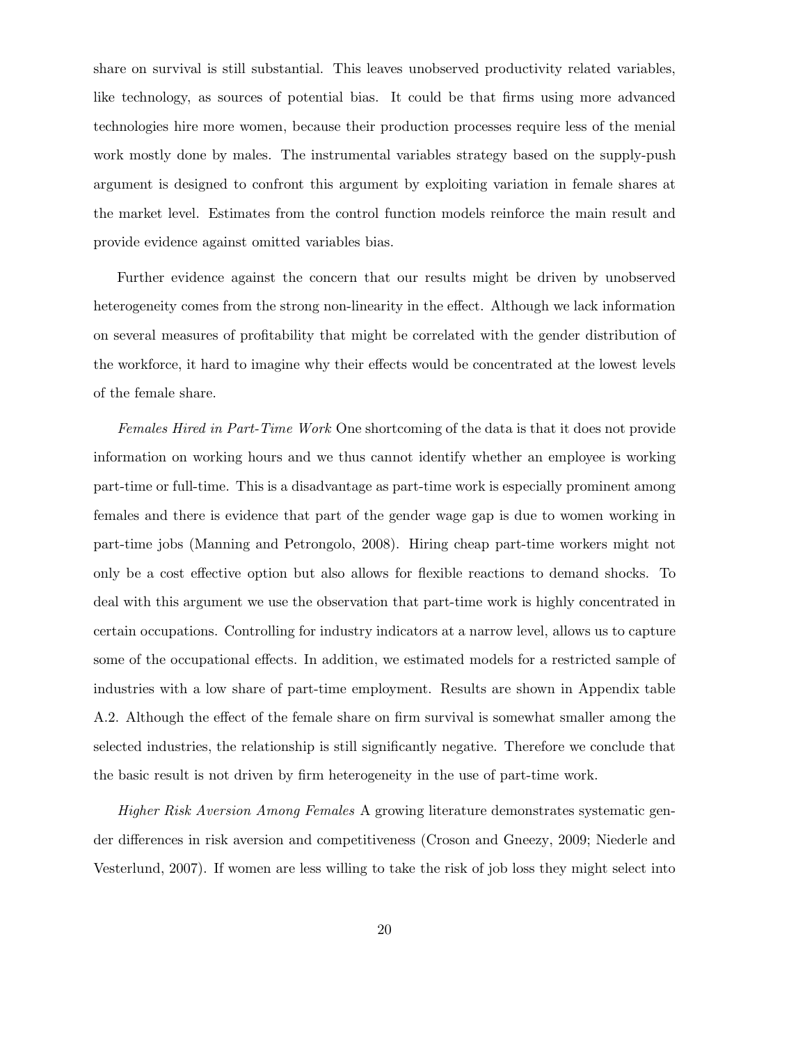share on survival is still substantial. This leaves unobserved productivity related variables, like technology, as sources of potential bias. It could be that firms using more advanced technologies hire more women, because their production processes require less of the menial work mostly done by males. The instrumental variables strategy based on the supply-push argument is designed to confront this argument by exploiting variation in female shares at the market level. Estimates from the control function models reinforce the main result and provide evidence against omitted variables bias.

Further evidence against the concern that our results might be driven by unobserved heterogeneity comes from the strong non-linearity in the effect. Although we lack information on several measures of profitability that might be correlated with the gender distribution of the workforce, it hard to imagine why their effects would be concentrated at the lowest levels of the female share.

*Females Hired in Part-Time Work* One shortcoming of the data is that it does not provide information on working hours and we thus cannot identify whether an employee is working part-time or full-time. This is a disadvantage as part-time work is especially prominent among females and there is evidence that part of the gender wage gap is due to women working in part-time jobs (Manning and Petrongolo, 2008). Hiring cheap part-time workers might not only be a cost effective option but also allows for flexible reactions to demand shocks. To deal with this argument we use the observation that part-time work is highly concentrated in certain occupations. Controlling for industry indicators at a narrow level, allows us to capture some of the occupational effects. In addition, we estimated models for a restricted sample of industries with a low share of part-time employment. Results are shown in Appendix table A.2. Although the effect of the female share on firm survival is somewhat smaller among the selected industries, the relationship is still significantly negative. Therefore we conclude that the basic result is not driven by firm heterogeneity in the use of part-time work.

*Higher Risk Aversion Among Females* A growing literature demonstrates systematic gender differences in risk aversion and competitiveness (Croson and Gneezy, 2009; Niederle and Vesterlund, 2007). If women are less willing to take the risk of job loss they might select into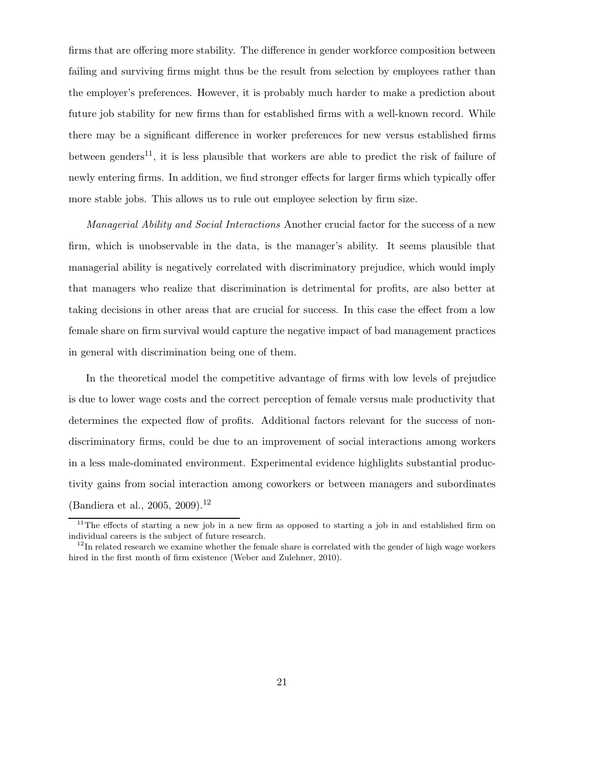firms that are offering more stability. The difference in gender workforce composition between failing and surviving firms might thus be the result from selection by employees rather than the employer's preferences. However, it is probably much harder to make a prediction about future job stability for new firms than for established firms with a well-known record. While there may be a significant difference in worker preferences for new versus established firms between genders[11], it is less plausible that workers are able to predict the risk of failure of newly entering firms. In addition, we find stronger effects for larger firms which typically offer more stable jobs. This allows us to rule out employee selection by firm size.

*Managerial Ability and Social Interactions* Another crucial factor for the success of a new firm, which is unobservable in the data, is the manager's ability. It seems plausible that managerial ability is negatively correlated with discriminatory prejudice, which would imply that managers who realize that discrimination is detrimental for profits, are also better at taking decisions in other areas that are crucial for success. In this case the effect from a low female share on firm survival would capture the negative impact of bad management practices in general with discrimination being one of them.

In the theoretical model the competitive advantage of firms with low levels of prejudice is due to lower wage costs and the correct perception of female versus male productivity that determines the expected flow of profits. Additional factors relevant for the success of non-discriminatory firms, could be due to an improvement of social interactions among workers in a less male-dominated environment. Experimental evidence highlights substantial productivity gains from social interaction among coworkers or between managers and subordinates (Bandiera et al., 2005, 2009).[12]

[11] The effects of starting a new job in a new firm as opposed to starting a job in and established firm on individual careers is the subject of future research.

[12] In related research we examine whether the female share is correlated with the gender of high wage workers hired in the first month of firm existence (Weber and Zulehner, 2010).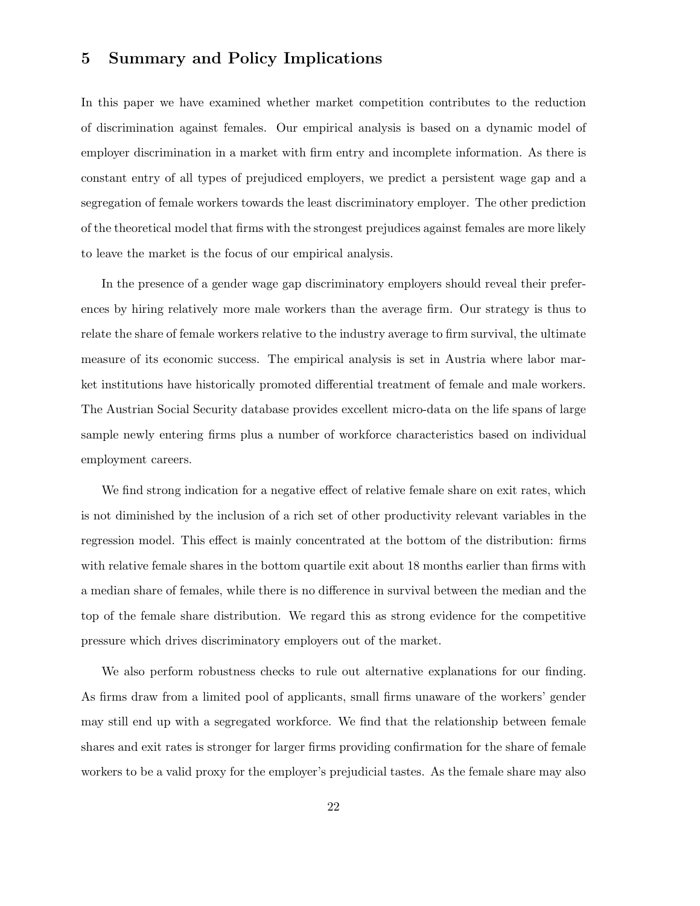## 5 Summary and Policy Implications

In this paper we have examined whether market competition contributes to the reduction of discrimination against females. Our empirical analysis is based on a dynamic model of employer discrimination in a market with firm entry and incomplete information. As there is constant entry of all types of prejudiced employers, we predict a persistent wage gap and a segregation of female workers towards the least discriminatory employer. The other prediction of the theoretical model that firms with the strongest prejudices against females are more likely to leave the market is the focus of our empirical analysis.

In the presence of a gender wage gap discriminatory employers should reveal their preferences by hiring relatively more male workers than the average firm. Our strategy is thus to relate the share of female workers relative to the industry average to firm survival, the ultimate measure of its economic success. The empirical analysis is set in Austria where labor market institutions have historically promoted differential treatment of female and male workers. The Austrian Social Security database provides excellent micro-data on the life spans of large sample newly entering firms plus a number of workforce characteristics based on individual employment careers.

We find strong indication for a negative effect of relative female share on exit rates, which is not diminished by the inclusion of a rich set of other productivity relevant variables in the regression model. This effect is mainly concentrated at the bottom of the distribution: firms with relative female shares in the bottom quartile exit about 18 months earlier than firms with a median share of females, while there is no difference in survival between the median and the top of the female share distribution. We regard this as strong evidence for the competitive pressure which drives discriminatory employers out of the market.

We also perform robustness checks to rule out alternative explanations for our finding. As firms draw from a limited pool of applicants, small firms unaware of the workers' gender may still end up with a segregated workforce. We find that the relationship between female shares and exit rates is stronger for larger firms providing confirmation for the share of female workers to be a valid proxy for the employer's prejudicial tastes. As the female share may also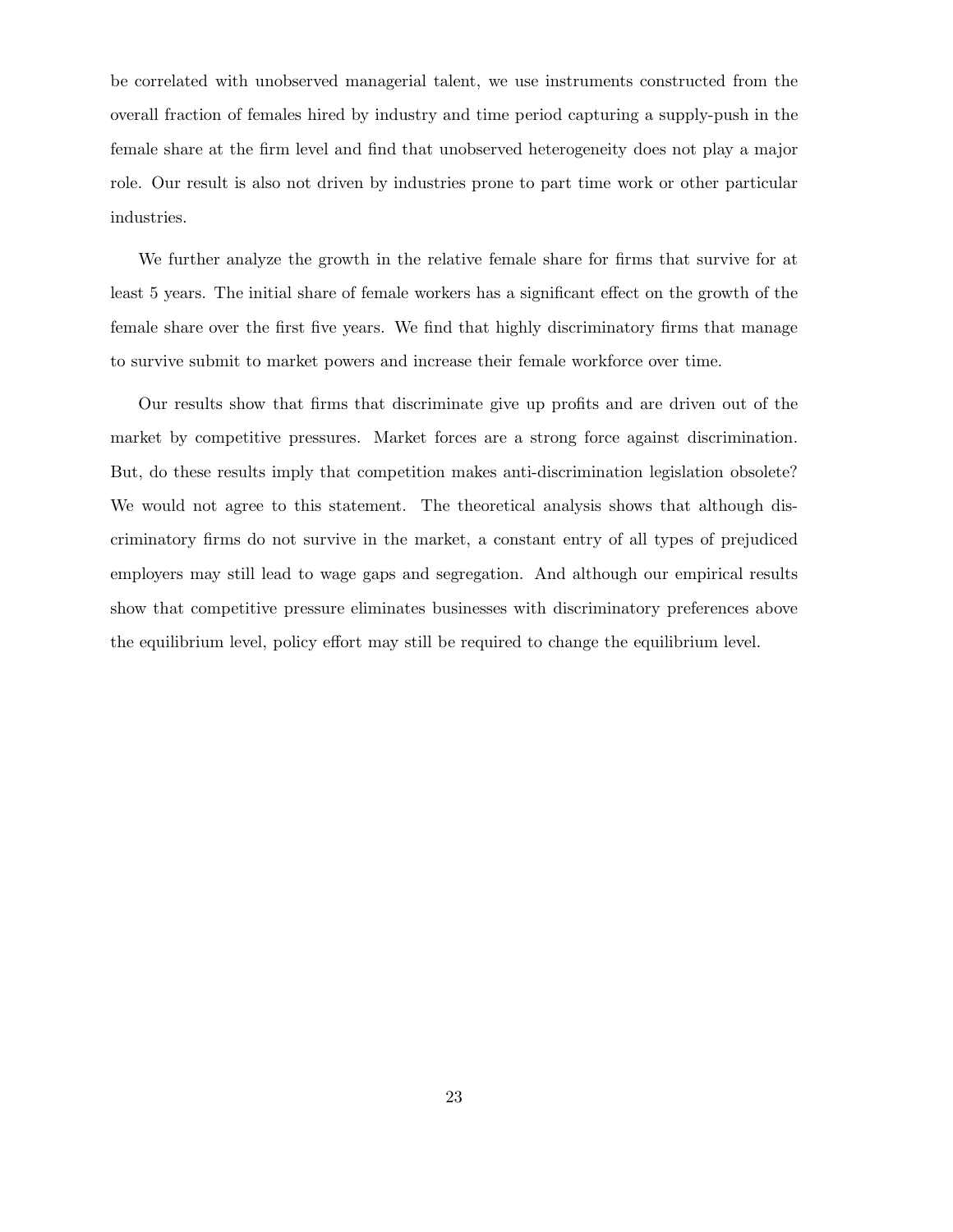be correlated with unobserved managerial talent, we use instruments constructed from the overall fraction of females hired by industry and time period capturing a supply-push in the female share at the firm level and find that unobserved heterogeneity does not play a major role. Our result is also not driven by industries prone to part time work or other particular industries.

We further analyze the growth in the relative female share for firms that survive for at least 5 years. The initial share of female workers has a significant effect on the growth of the female share over the first five years. We find that highly discriminatory firms that manage to survive submit to market powers and increase their female workforce over time.

Our results show that firms that discriminate give up profits and are driven out of the market by competitive pressures. Market forces are a strong force against discrimination. But, do these results imply that competition makes anti-discrimination legislation obsolete? We would not agree to this statement. The theoretical analysis shows that although discriminatory firms do not survive in the market, a constant entry of all types of prejudiced employers may still lead to wage gaps and segregation. And although our empirical results show that competitive pressure eliminates businesses with discriminatory preferences above the equilibrium level, policy effort may still be required to change the equilibrium level.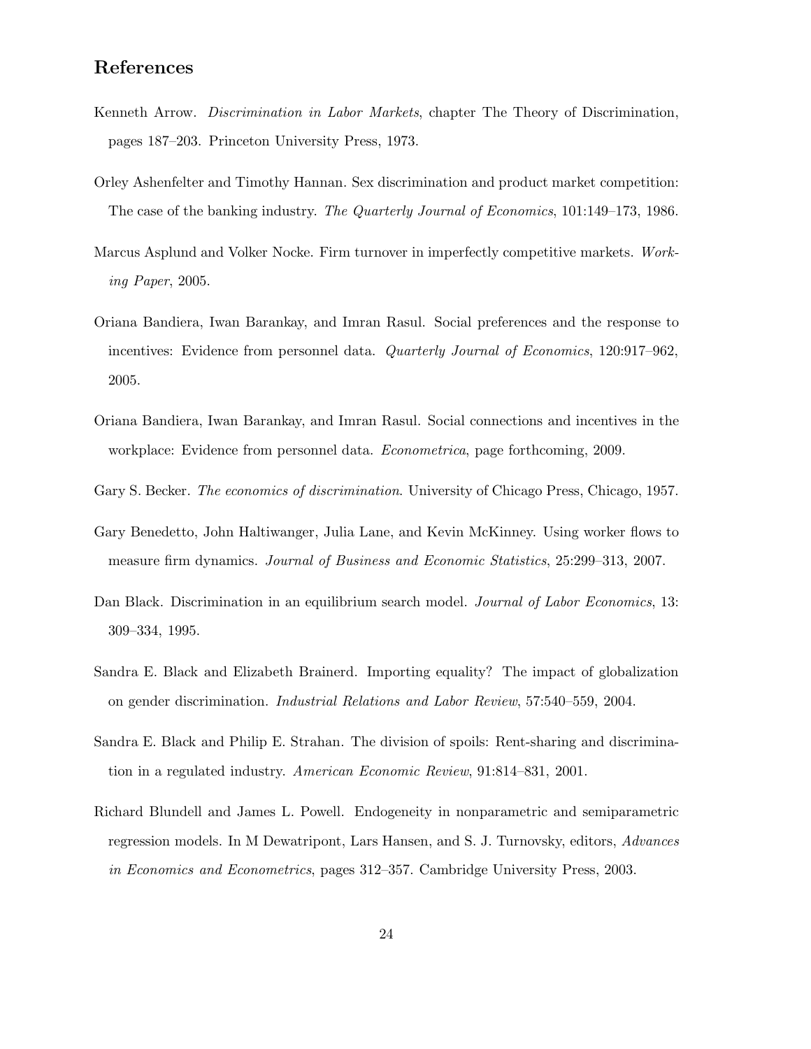## References

Kenneth Arrow. *Discrimination in Labor Markets*, chapter The Theory of Discrimination, pages 187–203. Princeton University Press, 1973.

Orley Ashenfelter and Timothy Hannan. Sex discrimination and product market competition: The case of the banking industry. *The Quarterly Journal of Economics*, 101:149–173, 1986.

Marcus Asplund and Volker Nocke. Firm turnover in imperfectly competitive markets. *Working Paper*, 2005.

Oriana Bandiera, Iwan Barankay, and Imran Rasul. Social preferences and the response to incentives: Evidence from personnel data. *Quarterly Journal of Economics*, 120:917–962, 2005.

Oriana Bandiera, Iwan Barankay, and Imran Rasul. Social connections and incentives in the workplace: Evidence from personnel data. *Econometrica*, page forthcoming, 2009.

Gary S. Becker. *The economics of discrimination*. University of Chicago Press, Chicago, 1957.

Gary Benedetto, John Haltiwanger, Julia Lane, and Kevin McKinney. Using worker flows to measure firm dynamics. *Journal of Business and Economic Statistics*, 25:299–313, 2007.

Dan Black. Discrimination in an equilibrium search model. *Journal of Labor Economics*, 13: 309–334, 1995.

Sandra E. Black and Elizabeth Brainerd. Importing equality? The impact of globalization on gender discrimination. *Industrial Relations and Labor Review*, 57:540–559, 2004.

Sandra E. Black and Philip E. Strahan. The division of spoils: Rent-sharing and discrimination in a regulated industry. *American Economic Review*, 91:814–831, 2001.

Richard Blundell and James L. Powell. Endogeneity in nonparametric and semiparametric regression models. In M Dewatripont, Lars Hansen, and S. J. Turnovsky, editors, *Advances in Economics and Econometrics*, pages 312–357. Cambridge University Press, 2003.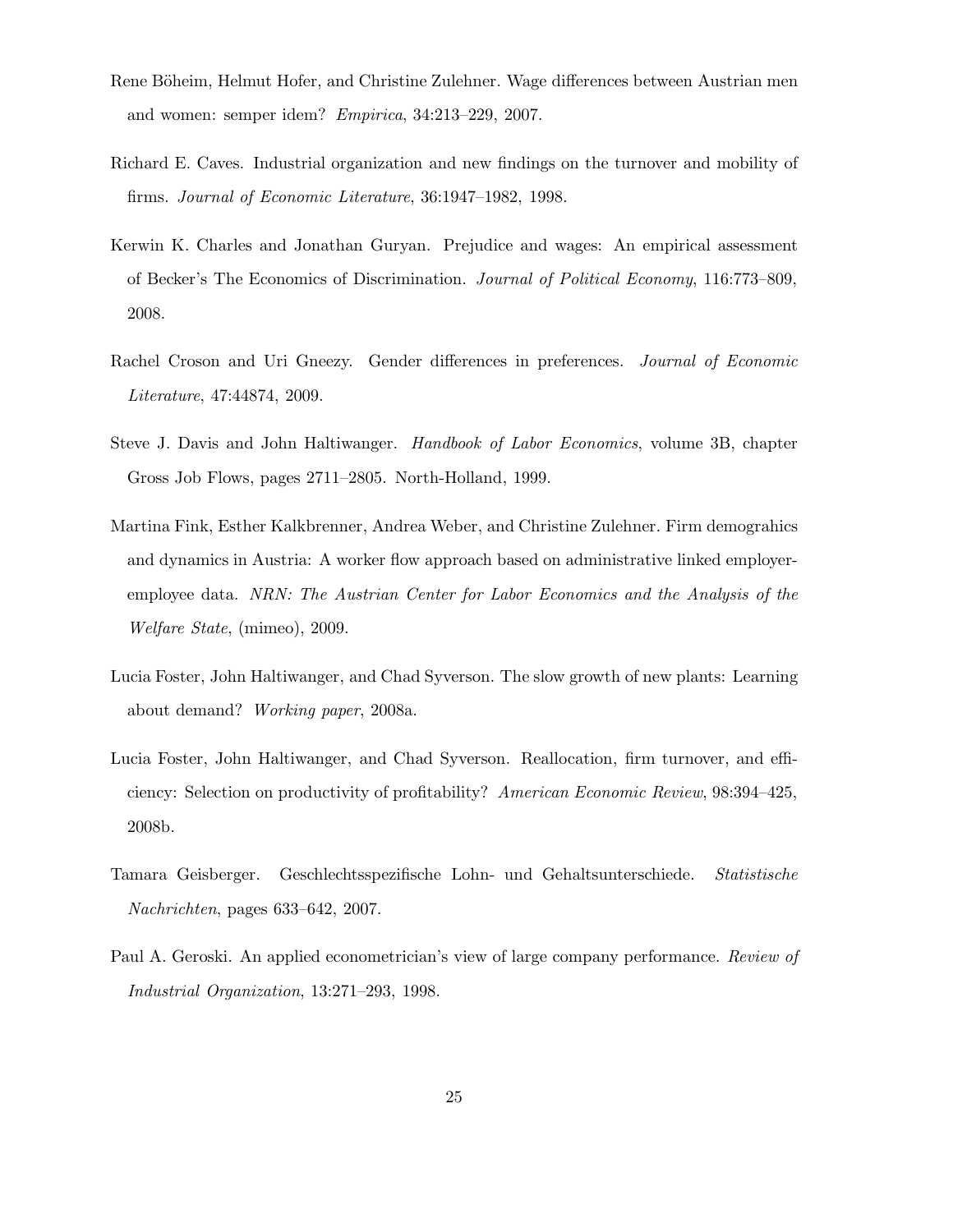Rene Böheim, Helmut Hofer, and Christine Zulehner. Wage differences between Austrian men and women: semper idem? *Empirica*, 34:213–229, 2007.

Richard E. Caves. Industrial organization and new findings on the turnover and mobility of firms. *Journal of Economic Literature*, 36:1947–1982, 1998.

Kerwin K. Charles and Jonathan Guryan. Prejudice and wages: An empirical assessment of Becker's The Economics of Discrimination. *Journal of Political Economy*, 116:773–809, 2008.

Rachel Croson and Uri Gneezy. Gender differences in preferences. *Journal of Economic Literature*, 47:44874, 2009.

Steve J. Davis and John Haltiwanger. *Handbook of Labor Economics*, volume 3B, chapter Gross Job Flows, pages 2711–2805. North-Holland, 1999.

Martina Fink, Esther Kalkbrenner, Andrea Weber, and Christine Zulehner. Firm demograhics and dynamics in Austria: A worker flow approach based on administrative linked employer-employee data. *NRN: The Austrian Center for Labor Economics and the Analysis of the Welfare State*, (mimeo), 2009.

Lucia Foster, John Haltiwanger, and Chad Syverson. The slow growth of new plants: Learning about demand? *Working paper*, 2008a.

Lucia Foster, John Haltiwanger, and Chad Syverson. Reallocation, firm turnover, and efficiency: Selection on productivity of profitability? *American Economic Review*, 98:394–425, 2008b.

Tamara Geisberger. Geschlechtsspezifische Lohn- und Gehaltsunterschiede. *Statistische Nachrichten*, pages 633–642, 2007.

Paul A. Geroski. An applied econometrician's view of large company performance. *Review of Industrial Organization*, 13:271–293, 1998.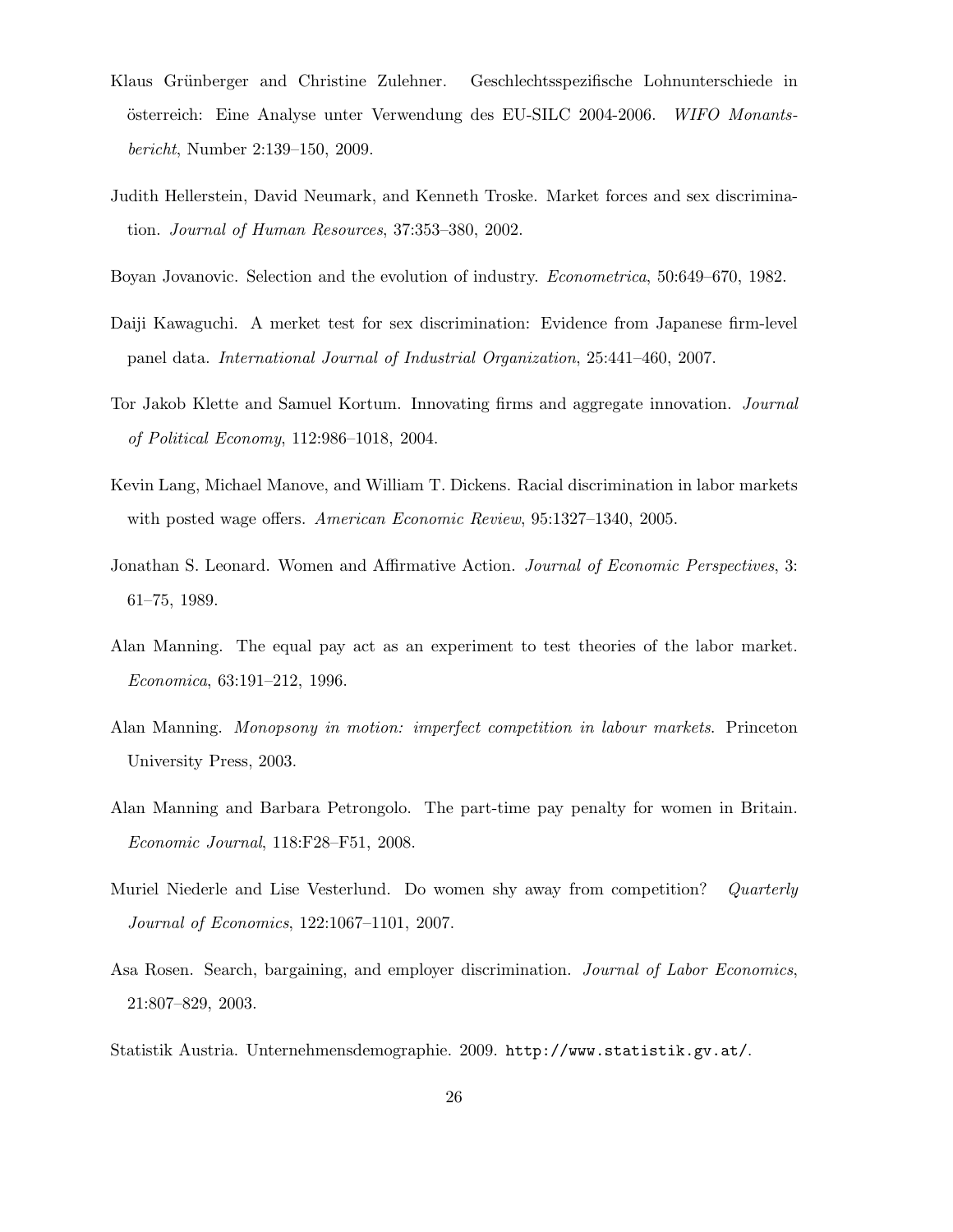Klaus Grünberger and Christine Zulehner. Geschlechtsspezifische Lohnunterschiede in österreich: Eine Analyse unter Verwendung des EU-SILC 2004-2006. *WIFO Monantsbericht*, Number 2:139–150, 2009.

Judith Hellerstein, David Neumark, and Kenneth Troske. Market forces and sex discrimination. *Journal of Human Resources*, 37:353–380, 2002.

Boyan Jovanovic. Selection and the evolution of industry. *Econometrica*, 50:649–670, 1982.

Daiji Kawaguchi. A merket test for sex discrimination: Evidence from Japanese firm-level panel data. *International Journal of Industrial Organization*, 25:441–460, 2007.

Tor Jakob Klette and Samuel Kortum. Innovating firms and aggregate innovation. *Journal of Political Economy*, 112:986–1018, 2004.

Kevin Lang, Michael Manove, and William T. Dickens. Racial discrimination in labor markets with posted wage offers. *American Economic Review*, 95:1327–1340, 2005.

Jonathan S. Leonard. Women and Affirmative Action. *Journal of Economic Perspectives*, 3: 61–75, 1989.

Alan Manning. The equal pay act as an experiment to test theories of the labor market. *Economica*, 63:191–212, 1996.

Alan Manning. *Monopsony in motion: imperfect competition in labour markets*. Princeton University Press, 2003.

Alan Manning and Barbara Petrongolo. The part-time pay penalty for women in Britain. *Economic Journal*, 118:F28–F51, 2008.

Muriel Niederle and Lise Vesterlund. Do women shy away from competition? *Quarterly Journal of Economics*, 122:1067–1101, 2007.

Asa Rosen. Search, bargaining, and employer discrimination. *Journal of Labor Economics*, 21:807–829, 2003.

Statistik Austria. Unternehmensdemographie. 2009. `http://www.statistik.gv.at/`.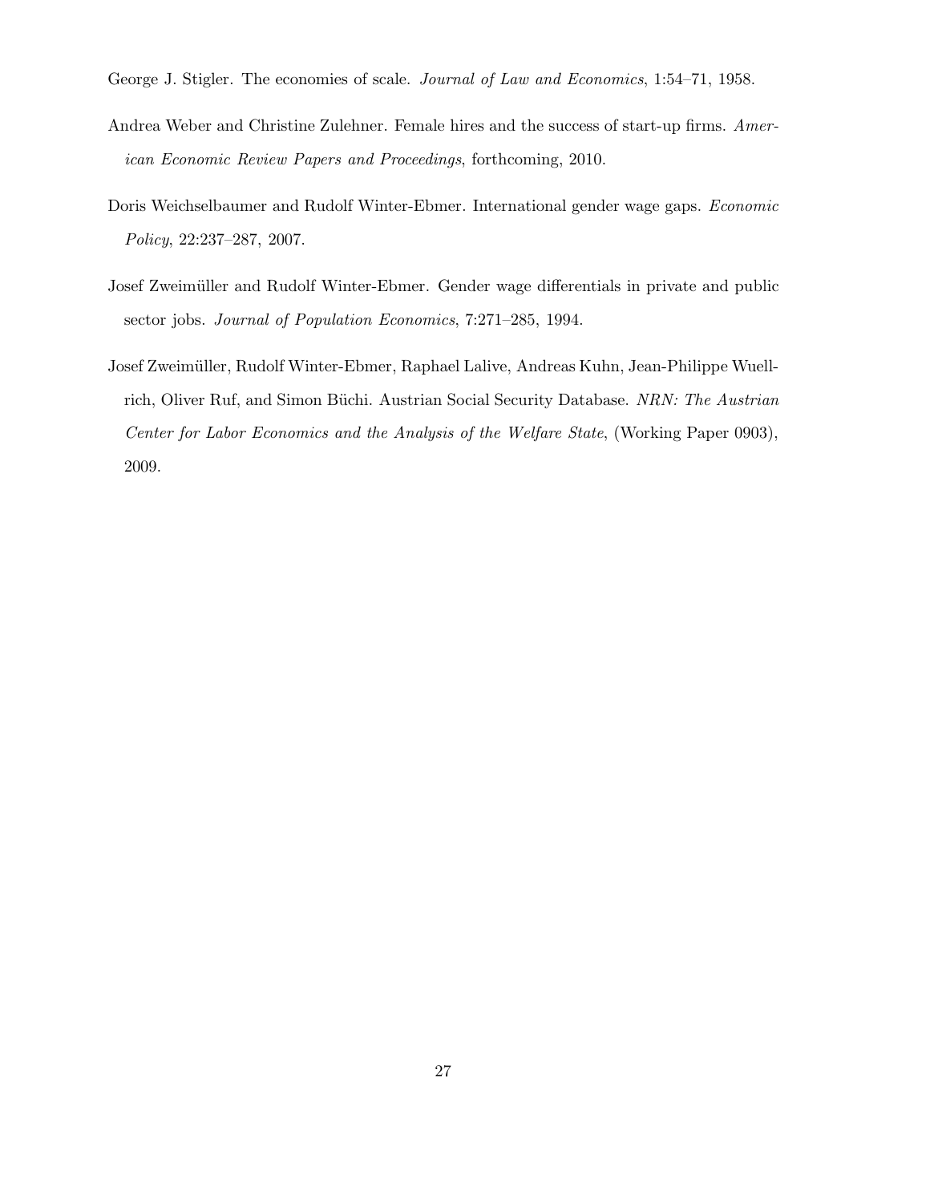George J. Stigler. The economies of scale. *Journal of Law and Economics*, 1:54–71, 1958.

Andrea Weber and Christine Zulehner. Female hires and the success of start-up firms. *American Economic Review Papers and Proceedings*, forthcoming, 2010.

Doris Weichselbaumer and Rudolf Winter-Ebmer. International gender wage gaps. *Economic Policy*, 22:237–287, 2007.

Josef Zweimüller and Rudolf Winter-Ebmer. Gender wage differentials in private and public sector jobs. *Journal of Population Economics*, 7:271–285, 1994.

Josef Zweimüller, Rudolf Winter-Ebmer, Raphael Lalive, Andreas Kuhn, Jean-Philippe Wuellrich, Oliver Ruf, and Simon Büchi. Austrian Social Security Database. *NRN: The Austrian Center for Labor Economics and the Analysis of the Welfare State*, (Working Paper 0903), 2009.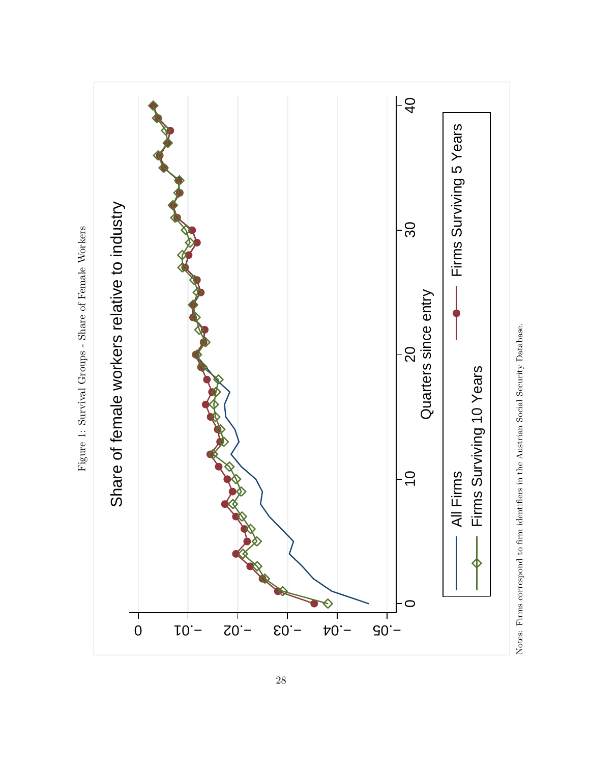Figure 1: Survival Groups - Share of Female Workers

Share of female workers relative to industry

Quarters since entry

All Firms

Firms Surviving 5 Years

Firms Surviving 10 Years

Notes: Firms correspond to firm identifiers in the Austrian Social Security Database.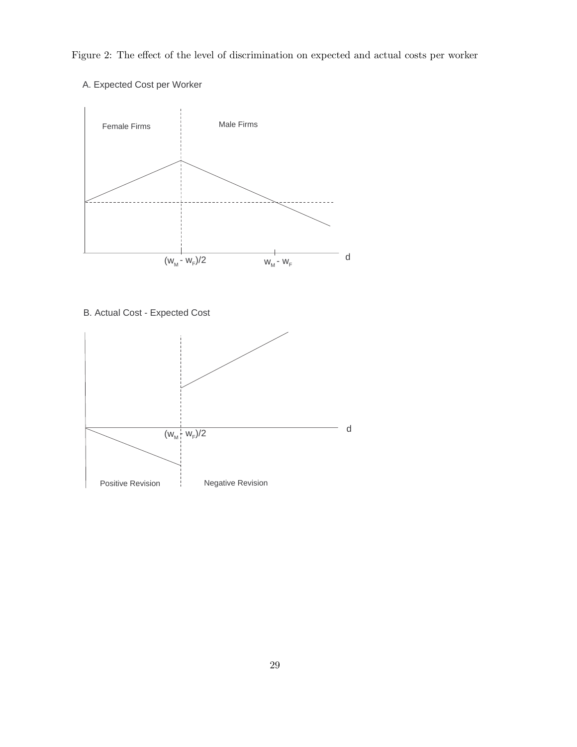Figure 2: The effect of the level of discrimination on expected and actual costs per worker

A. Expected Cost per Worker

Female Firms

Male Firms

$(w_M - w_F)/2$

$w_M - w_F$

d

B. Actual Cost - Expected Cost

$(w_M - w_F)/2$

d

Positive Revision

Negative Revision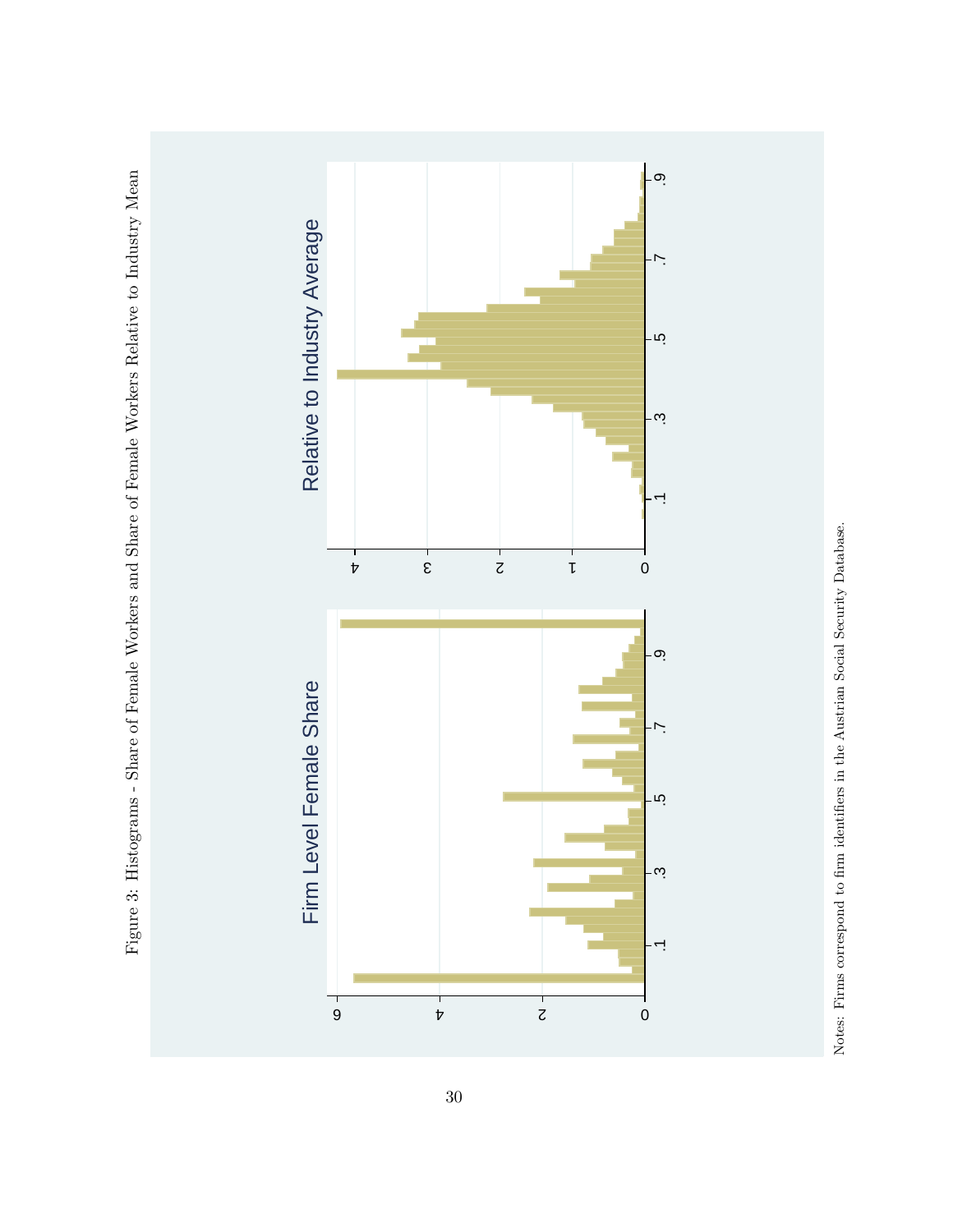Figure 3: Histograms - Share of Female Workers and Share of Female Workers Relative to Industry Mean

Notes: Firms correspond to firm identifiers in the Austrian Social Security Database.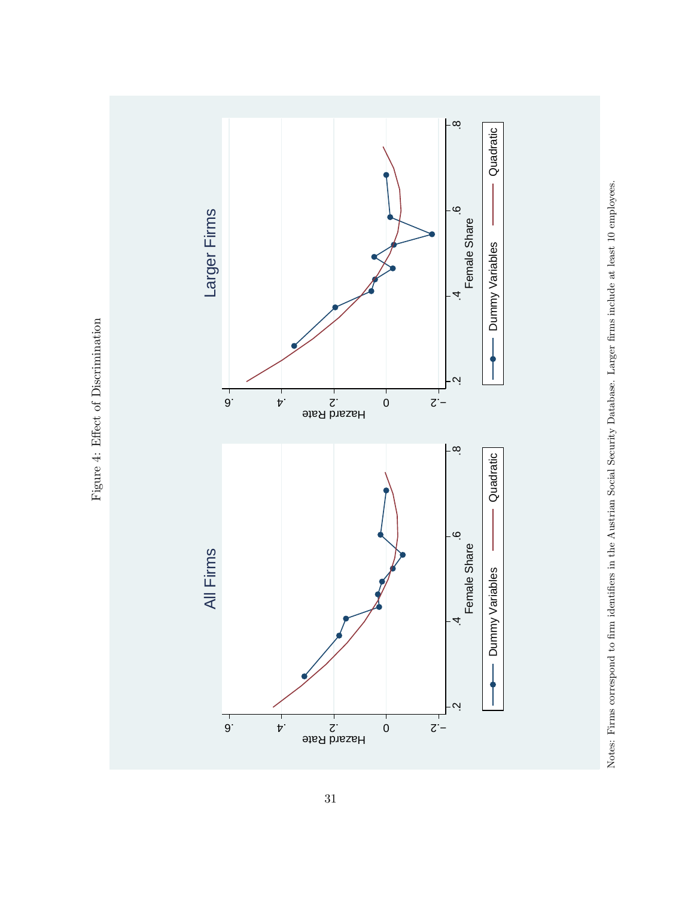Figure 4: Effect of Discrimination

Notes: Firms correspond to firm identifiers in the Austrian Social Security Database. Larger firms include at least 10 employees.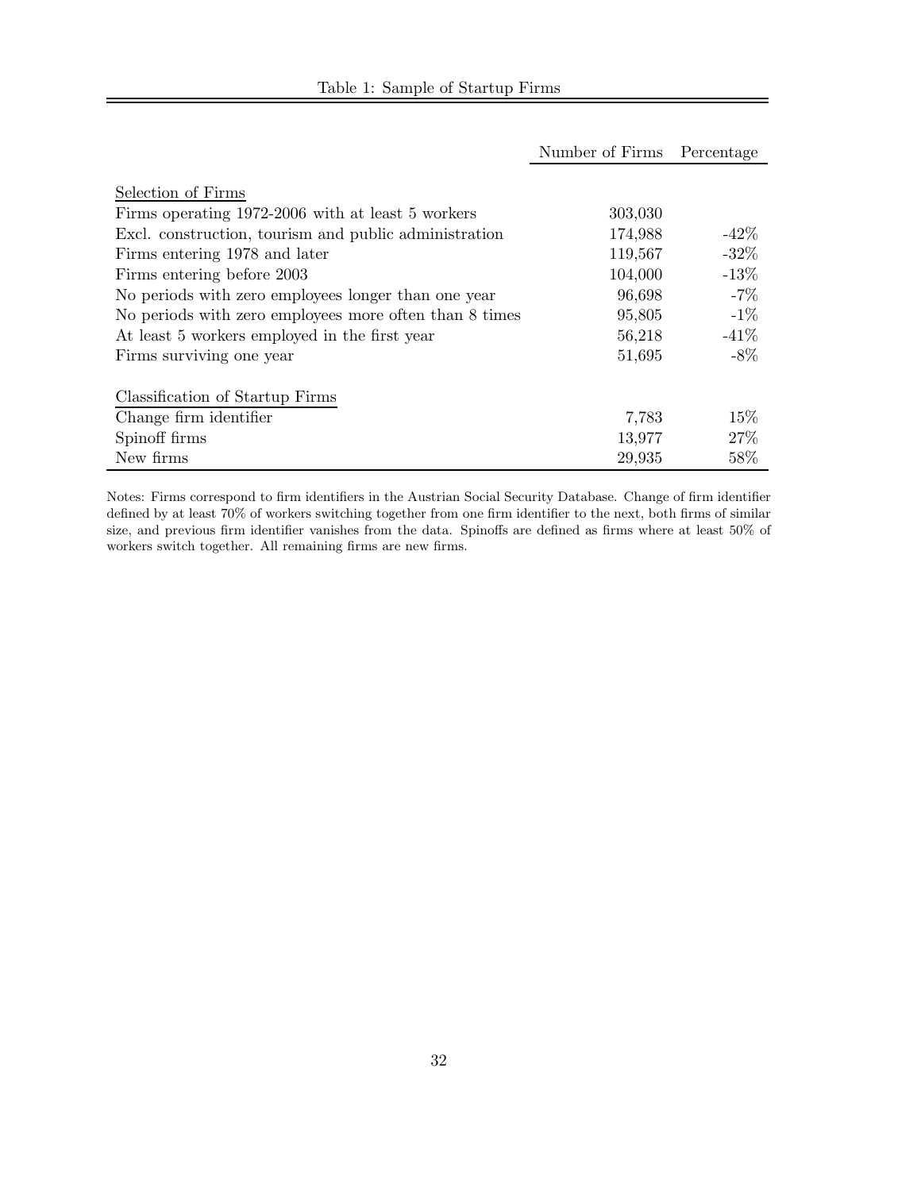Table 1: Sample of Startup Firms

| | Number of Firms | Percentage |
|---|---|---|
| Selection of Firms | | |
| Firms operating 1972-2006 with at least 5 workers | 303,030 | |
| Excl. construction, tourism and public administration | 174,988 | -42% |
| Firms entering 1978 and later | 119,567 | -32% |
| Firms entering before 2003 | 104,000 | -13% |
| No periods with zero employees longer than one year | 96,698 | -7% |
| No periods with zero employees more often than 8 times | 95,805 | -1% |
| At least 5 workers employed in the first year | 56,218 | -41% |
| Firms surviving one year | 51,695 | -8% |
| Classification of Startup Firms | | |
| Change firm identifier | 7,783 | 15% |
| Spinoff firms | 13,977 | 27% |
| New firms | 29,935 | 58% |

Notes: Firms correspond to firm identifiers in the Austrian Social Security Database. Change of firm identifier defined by at least 70% of workers switching together from one firm identifier to the next, both firms of similar size, and previous firm identifier vanishes from the data. Spinoffs are defined as firms where at least 50% of workers switch together. All remaining firms are new firms.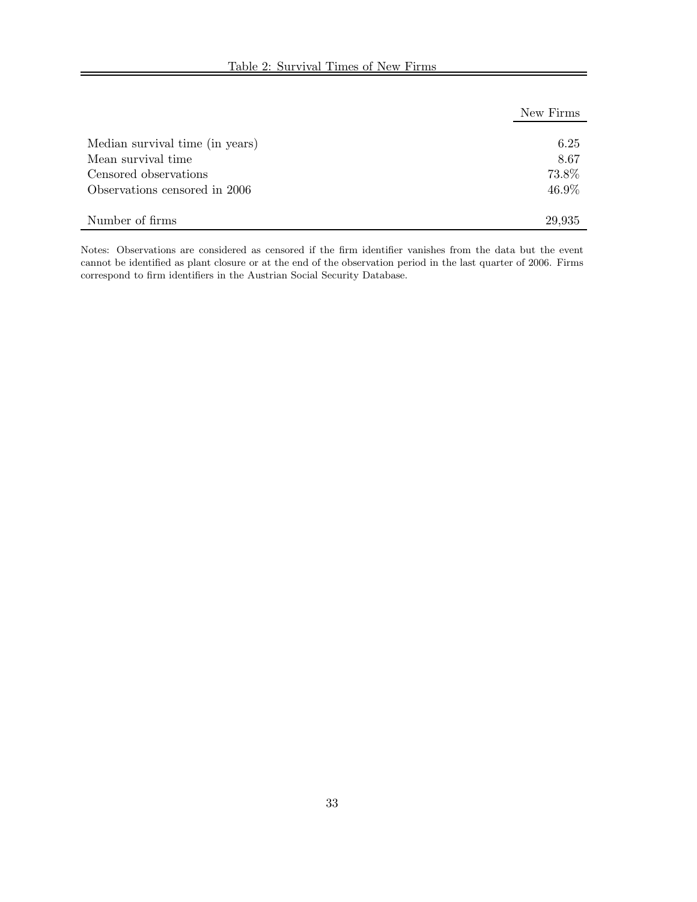Table 2: Survival Times of New Firms

| | New Firms |
|---|---|
| Median survival time (in years) | 6.25 |
| Mean survival time | 8.67 |
| Censored observations | 73.8% |
| Observations censored in 2006 | 46.9% |
| Number of firms | 29,935 |

Notes: Observations are considered as censored if the firm identifier vanishes from the data but the event cannot be identified as plant closure or at the end of the observation period in the last quarter of 2006. Firms correspond to firm identifiers in the Austrian Social Security Database.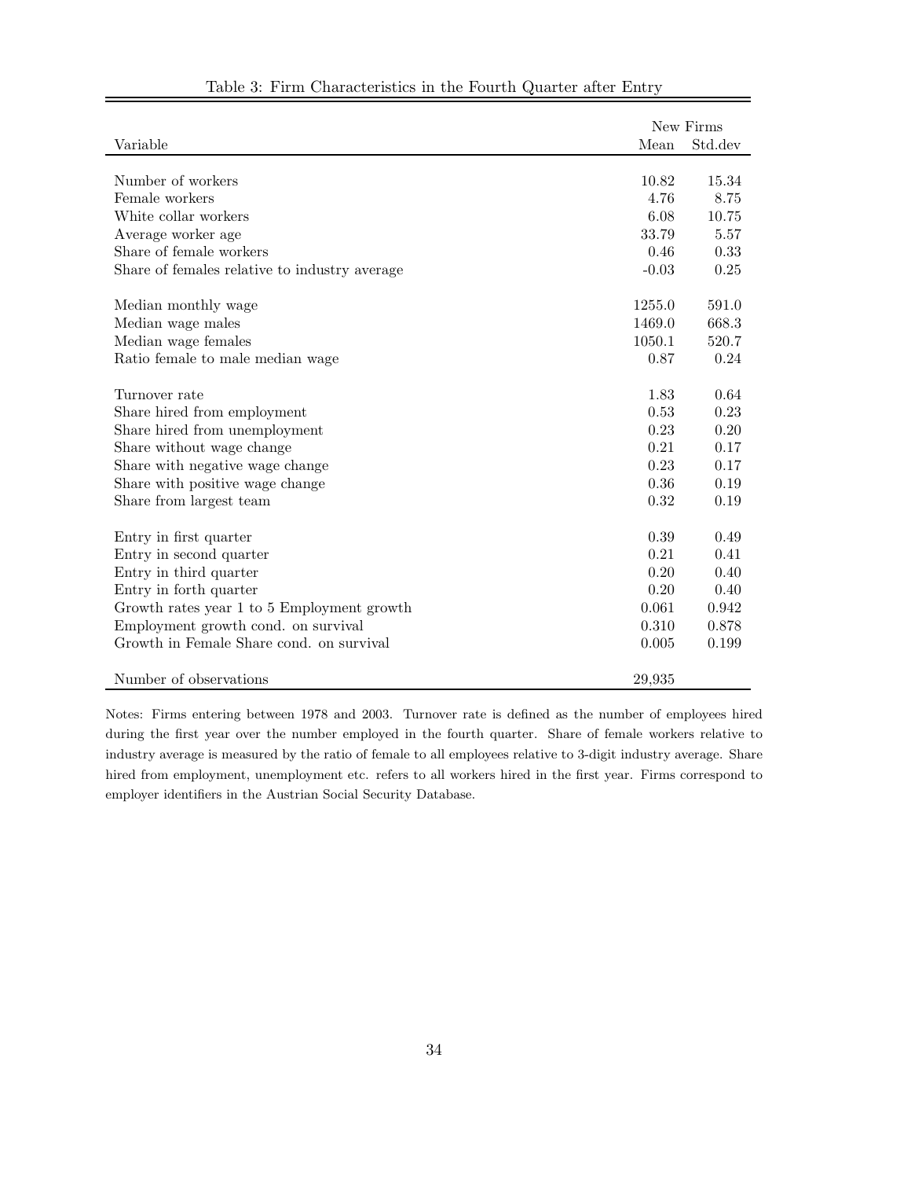Table 3: Firm Characteristics in the Fourth Quarter after Entry

| Variable | New Firms | |
|---|---|---|
| | Mean | Std.dev |
| Number of workers | 10.82 | 15.34 |
| Female workers | 4.76 | 8.75 |
| White collar workers | 6.08 | 10.75 |
| Average worker age | 33.79 | 5.57 |
| Share of female workers | 0.46 | 0.33 |
| Share of females relative to industry average | -0.03 | 0.25 |
| Median monthly wage | 1255.0 | 591.0 |
| Median wage males | 1469.0 | 668.3 |
| Median wage females | 1050.1 | 520.7 |
| Ratio female to male median wage | 0.87 | 0.24 |
| Turnover rate | 1.83 | 0.64 |
| Share hired from employment | 0.53 | 0.23 |
| Share hired from unemployment | 0.23 | 0.20 |
| Share without wage change | 0.21 | 0.17 |
| Share with negative wage change | 0.23 | 0.17 |
| Share with positive wage change | 0.36 | 0.19 |
| Share from largest team | 0.32 | 0.19 |
| Entry in first quarter | 0.39 | 0.49 |
| Entry in second quarter | 0.21 | 0.41 |
| Entry in third quarter | 0.20 | 0.40 |
| Entry in forth quarter | 0.20 | 0.40 |
| Growth rates year 1 to 5 Employment growth | 0.061 | 0.942 |
| Employment growth cond. on survival | 0.310 | 0.878 |
| Growth in Female Share cond. on survival | 0.005 | 0.199 |
| Number of observations | 29,935 | |

Notes: Firms entering between 1978 and 2003. Turnover rate is defined as the number of employees hired during the first year over the number employed in the fourth quarter. Share of female workers relative to industry average is measured by the ratio of female to all employees relative to 3-digit industry average. Share hired from employment, unemployment etc. refers to all workers hired in the first year. Firms correspond to employer identifiers in the Austrian Social Security Database.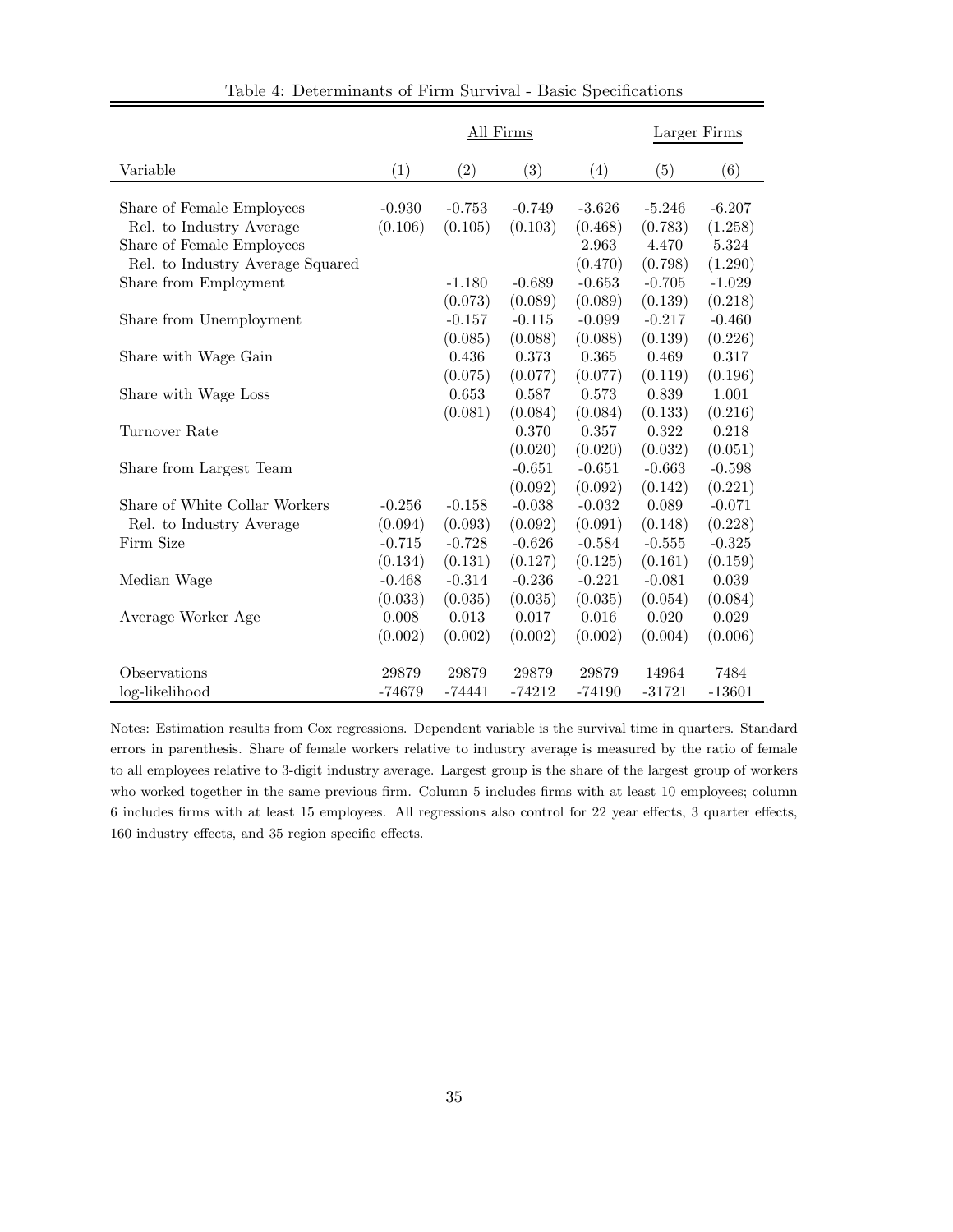Table 4: Determinants of Firm Survival - Basic Specifications

| | All Firms | | | | Larger Firms | |
|---|---|---|---|---|---|---|
| Variable | (1) | (2) | (3) | (4) | (5) | (6) |
| Share of Female Employees | -0.930 | -0.753 | -0.749 | -3.626 | -5.246 | -6.207 |
| Rel. to Industry Average | (0.106) | (0.105) | (0.103) | (0.468) | (0.783) | (1.258) |
| Share of Female Employees | | | | 2.963 | 4.470 | 5.324 |
| Rel. to Industry Average Squared | | | | (0.470) | (0.798) | (1.290) |
| Share from Employment | | -1.180 | -0.689 | -0.653 | -0.705 | -1.029 |
| | | (0.073) | (0.089) | (0.089) | (0.139) | (0.218) |
| Share from Unemployment | | -0.157 | -0.115 | -0.099 | -0.217 | -0.460 |
| | | (0.085) | (0.088) | (0.088) | (0.139) | (0.226) |
| Share with Wage Gain | | 0.436 | 0.373 | 0.365 | 0.469 | 0.317 |
| | | (0.075) | (0.077) | (0.077) | (0.119) | (0.196) |
| Share with Wage Loss | | 0.653 | 0.587 | 0.573 | 0.839 | 1.001 |
| | | (0.081) | (0.084) | (0.084) | (0.133) | (0.216) |
| Turnover Rate | | | 0.370 | 0.357 | 0.322 | 0.218 |
| | | | (0.020) | (0.020) | (0.032) | (0.051) |
| Share from Largest Team | | | -0.651 | -0.651 | -0.663 | -0.598 |
| | | | (0.092) | (0.092) | (0.142) | (0.221) |
| Share of White Collar Workers | -0.256 | -0.158 | -0.038 | -0.032 | 0.089 | -0.071 |
| Rel. to Industry Average | (0.094) | (0.093) | (0.092) | (0.091) | (0.148) | (0.228) |
| Firm Size | -0.715 | -0.728 | -0.626 | -0.584 | -0.555 | -0.325 |
| | (0.134) | (0.131) | (0.127) | (0.125) | (0.161) | (0.159) |
| Median Wage | -0.468 | -0.314 | -0.236 | -0.221 | -0.081 | 0.039 |
| | (0.033) | (0.035) | (0.035) | (0.035) | (0.054) | (0.084) |
| Average Worker Age | 0.008 | 0.013 | 0.017 | 0.016 | 0.020 | 0.029 |
| | (0.002) | (0.002) | (0.002) | (0.002) | (0.004) | (0.006) |
| Observations | 29879 | 29879 | 29879 | 29879 | 14964 | 7484 |
| log-likelihood | -74679 | -74441 | -74212 | -74190 | -31721 | -13601 |

Notes: Estimation results from Cox regressions. Dependent variable is the survival time in quarters. Standard errors in parenthesis. Share of female workers relative to industry average is measured by the ratio of female to all employees relative to 3-digit industry average. Largest group is the share of the largest group of workers who worked together in the same previous firm. Column 5 includes firms with at least 10 employees; column 6 includes firms with at least 15 employees. All regressions also control for 22 year effects, 3 quarter effects, 160 industry effects, and 35 region specific effects.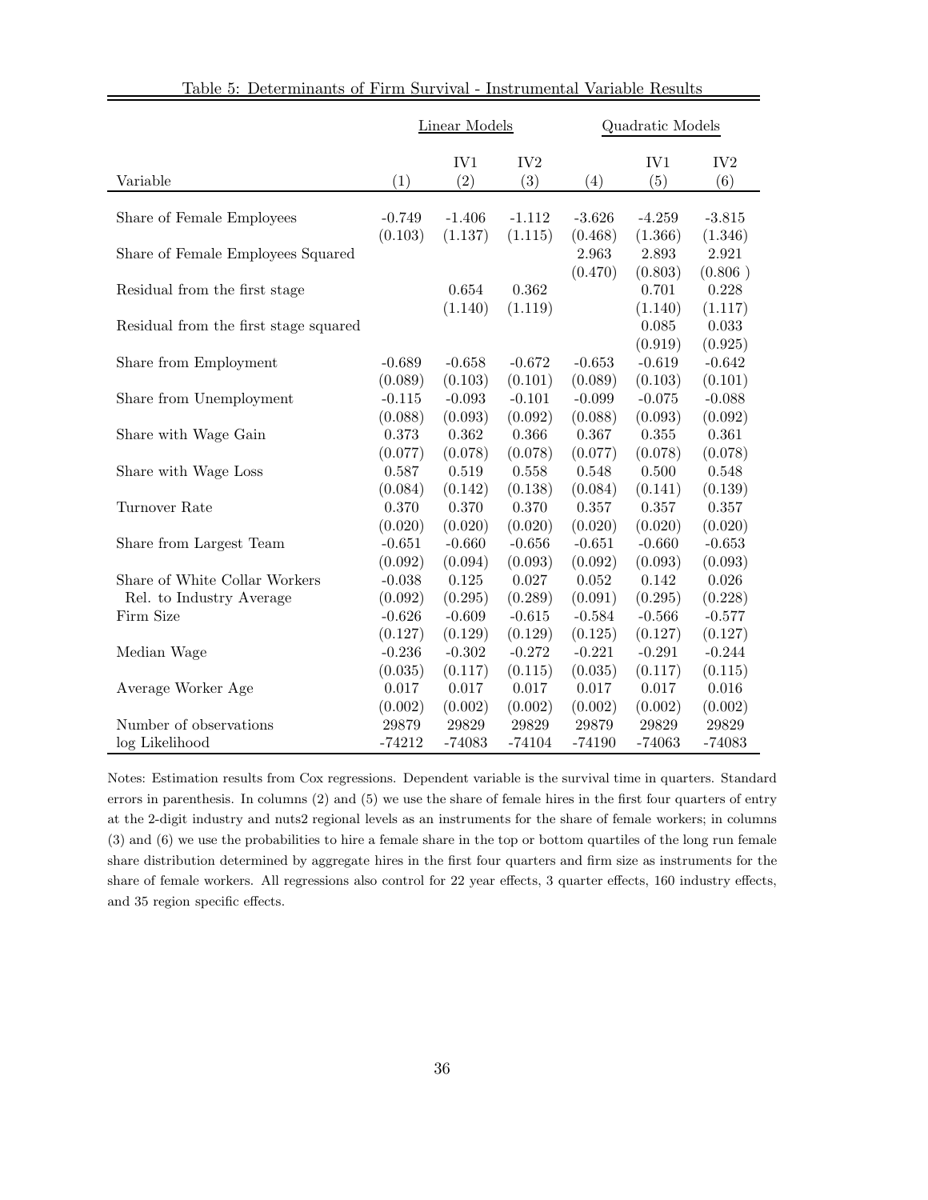Table 5: Determinants of Firm Survival - Instrumental Variable Results

| | Linear Models | | | Quadratic Models | | |
|---|---|---|---|---|---|---|
| | | IV1 | IV2 | | IV1 | IV2 |
| Variable | (1) | (2) | (3) | (4) | (5) | (6) |
| Share of Female Employees | -0.749 | -1.406 | -1.112 | -3.626 | -4.259 | -3.815 |
| | (0.103) | (1.137) | (1.115) | (0.468) | (1.366) | (1.346) |
| Share of Female Employees Squared | | | | 2.963 | 2.893 | 2.921 |
| | | | | (0.470) | (0.803) | (0.806 ) |
| Residual from the first stage | | 0.654 | 0.362 | | 0.701 | 0.228 |
| | | (1.140) | (1.119) | | (1.140) | (1.117) |
| Residual from the first stage squared | | | | | 0.085 | 0.033 |
| | | | | | (0.919) | (0.925) |
| Share from Employment | -0.689 | -0.658 | -0.672 | -0.653 | -0.619 | -0.642 |
| | (0.089) | (0.103) | (0.101) | (0.089) | (0.103) | (0.101) |
| Share from Unemployment | -0.115 | -0.093 | -0.101 | -0.099 | -0.075 | -0.088 |
| | (0.088) | (0.093) | (0.092) | (0.088) | (0.093) | (0.092) |
| Share with Wage Gain | 0.373 | 0.362 | 0.366 | 0.367 | 0.355 | 0.361 |
| | (0.077) | (0.078) | (0.078) | (0.077) | (0.078) | (0.078) |
| Share with Wage Loss | 0.587 | 0.519 | 0.558 | 0.548 | 0.500 | 0.548 |
| | (0.084) | (0.142) | (0.138) | (0.084) | (0.141) | (0.139) |
| Turnover Rate | 0.370 | 0.370 | 0.370 | 0.357 | 0.357 | 0.357 |
| | (0.020) | (0.020) | (0.020) | (0.020) | (0.020) | (0.020) |
| Share from Largest Team | -0.651 | -0.660 | -0.656 | -0.651 | -0.660 | -0.653 |
| | (0.092) | (0.094) | (0.093) | (0.092) | (0.093) | (0.093) |
| Share of White Collar Workers | -0.038 | 0.125 | 0.027 | 0.052 | 0.142 | 0.026 |
| Rel. to Industry Average | (0.092) | (0.295) | (0.289) | (0.091) | (0.295) | (0.228) |
| Firm Size | -0.626 | -0.609 | -0.615 | -0.584 | -0.566 | -0.577 |
| | (0.127) | (0.129) | (0.129) | (0.125) | (0.127) | (0.127) |
| Median Wage | -0.236 | -0.302 | -0.272 | -0.221 | -0.291 | -0.244 |
| | (0.035) | (0.117) | (0.115) | (0.035) | (0.117) | (0.115) |
| Average Worker Age | 0.017 | 0.017 | 0.017 | 0.017 | 0.017 | 0.016 |
| | (0.002) | (0.002) | (0.002) | (0.002) | (0.002) | (0.002) |
| Number of observations | 29879 | 29829 | 29829 | 29879 | 29829 | 29829 |
| log Likelihood | -74212 | -74083 | -74104 | -74190 | -74063 | -74083 |

Notes: Estimation results from Cox regressions. Dependent variable is the survival time in quarters. Standard errors in parenthesis. In columns (2) and (5) we use the share of female hires in the first four quarters of entry at the 2-digit industry and nuts2 regional levels as an instruments for the share of female workers; in columns (3) and (6) we use the probabilities to hire a female share in the top or bottom quartiles of the long run female share distribution determined by aggregate hires in the first four quarters and firm size as instruments for the share of female workers. All regressions also control for 22 year effects, 3 quarter effects, 160 industry effects, and 35 region specific effects.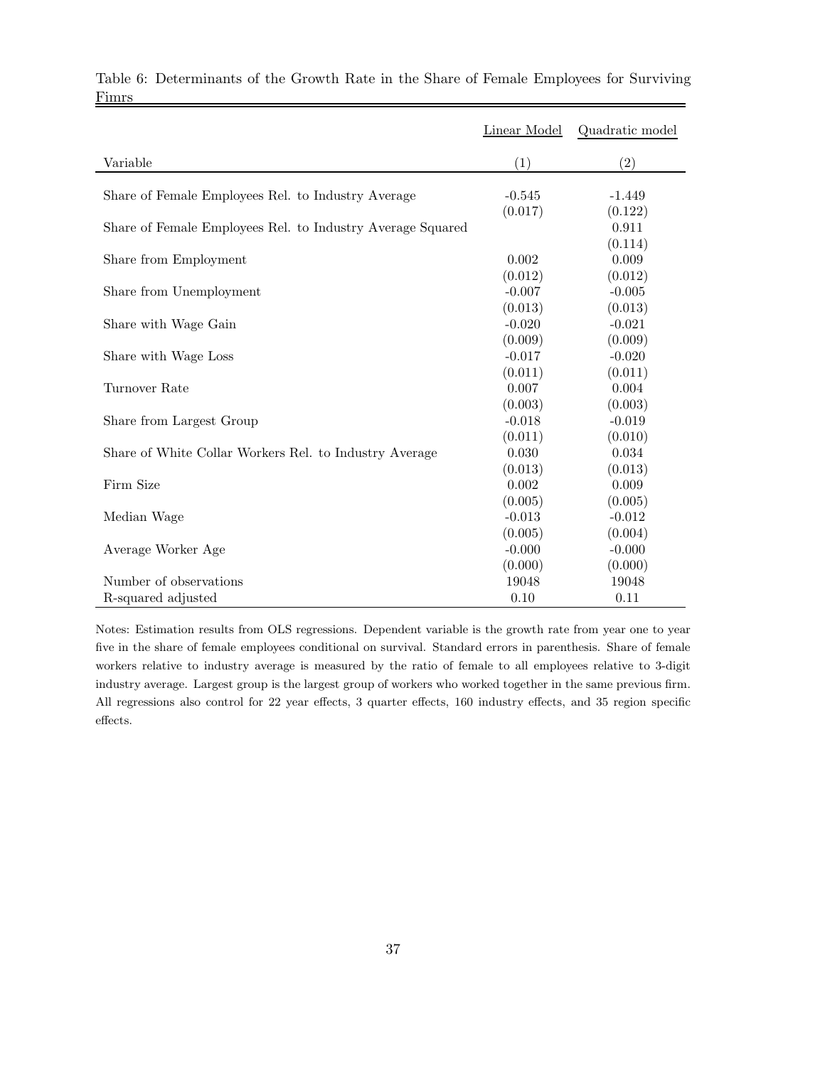Table 6: Determinants of the Growth Rate in the Share of Female Employees for Surviving Fimrs

| | Linear Model | Quadratic model |
|---|---|---|
| Variable | (1) | (2) |
| Share of Female Employees Rel. to Industry Average | -0.545 | -1.449 |
| | (0.017) | (0.122) |
| Share of Female Employees Rel. to Industry Average Squared | | 0.911 |
| | | (0.114) |
| Share from Employment | 0.002 | 0.009 |
| | (0.012) | (0.012) |
| Share from Unemployment | -0.007 | -0.005 |
| | (0.013) | (0.013) |
| Share with Wage Gain | -0.020 | -0.021 |
| | (0.009) | (0.009) |
| Share with Wage Loss | -0.017 | -0.020 |
| | (0.011) | (0.011) |
| Turnover Rate | 0.007 | 0.004 |
| | (0.003) | (0.003) |
| Share from Largest Group | -0.018 | -0.019 |
| | (0.011) | (0.010) |
| Share of White Collar Workers Rel. to Industry Average | 0.030 | 0.034 |
| | (0.013) | (0.013) |
| Firm Size | 0.002 | 0.009 |
| | (0.005) | (0.005) |
| Median Wage | -0.013 | -0.012 |
| | (0.005) | (0.004) |
| Average Worker Age | -0.000 | -0.000 |
| | (0.000) | (0.000) |
| Number of observations | 19048 | 19048 |
| R-squared adjusted | 0.10 | 0.11 |

Notes: Estimation results from OLS regressions. Dependent variable is the growth rate from year one to year five in the share of female employees conditional on survival. Standard errors in parenthesis. Share of female workers relative to industry average is measured by the ratio of female to all employees relative to 3-digit industry average. Largest group is the largest group of workers who worked together in the same previous firm. All regressions also control for 22 year effects, 3 quarter effects, 160 industry effects, and 35 region specific effects.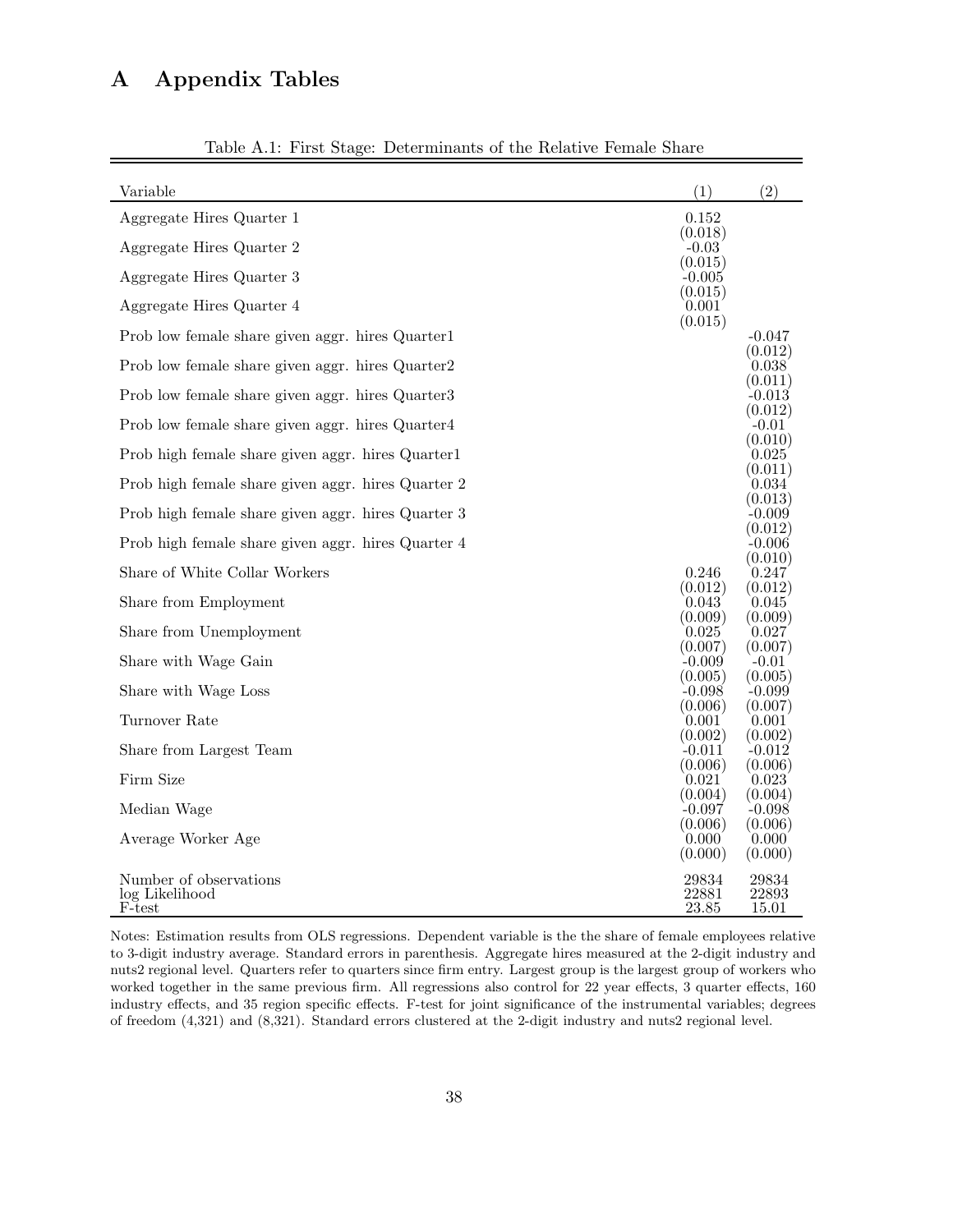# A Appendix Tables

Table A.1: First Stage: Determinants of the Relative Female Share

| Variable | (1) | (2) |
|---|---|---|
| Aggregate Hires Quarter 1 | 0.152 | |
| | (0.018) | |
| Aggregate Hires Quarter 2 | -0.03 | |
| | (0.015) | |
| Aggregate Hires Quarter 3 | -0.005 | |
| | (0.015) | |
| Aggregate Hires Quarter 4 | 0.001 | |
| | (0.015) | |
| Prob low female share given aggr. hires Quarter1 | | -0.047 |
| | | (0.012) |
| Prob low female share given aggr. hires Quarter2 | | 0.038 |
| | | (0.011) |
| Prob low female share given aggr. hires Quarter3 | | -0.013 |
| | | (0.012) |
| Prob low female share given aggr. hires Quarter4 | | -0.01 |
| | | (0.010) |
| Prob high female share given aggr. hires Quarter1 | | 0.025 |
| | | (0.011) |
| Prob high female share given aggr. hires Quarter 2 | | 0.034 |
| | | (0.013) |
| Prob high female share given aggr. hires Quarter 3 | | -0.009 |
| | | (0.012) |
| Prob high female share given aggr. hires Quarter 4 | | -0.006 |
| | | (0.010) |
| Share of White Collar Workers | 0.246 | 0.247 |
| | (0.012) | (0.012) |
| Share from Employment | 0.043 | 0.045 |
| | (0.009) | (0.009) |
| Share from Unemployment | 0.025 | 0.027 |
| | (0.007) | (0.007) |
| Share with Wage Gain | -0.009 | -0.01 |
| | (0.005) | (0.005) |
| Share with Wage Loss | -0.098 | -0.099 |
| | (0.006) | (0.007) |
| Turnover Rate | 0.001 | 0.001 |
| | (0.002) | (0.002) |
| Share from Largest Team | -0.011 | -0.012 |
| | (0.006) | (0.006) |
| Firm Size | 0.021 | 0.023 |
| | (0.004) | (0.004) |
| Median Wage | -0.097 | -0.098 |
| | (0.006) | (0.006) |
| Average Worker Age | 0.000 | 0.000 |
| | (0.000) | (0.000) |
| Number of observations | 29834 | 29834 |
| log Likelihood | 22881 | 22893 |
| F-test | 23.85 | 15.01 |

Notes: Estimation results from OLS regressions. Dependent variable is the the share of female employees relative to 3-digit industry average. Standard errors in parenthesis. Aggregate hires measured at the 2-digit industry and nuts2 regional level. Quarters refer to quarters since firm entry. Largest group is the largest group of workers who worked together in the same previous firm. All regressions also control for 22 year effects, 3 quarter effects, 160 industry effects, and 35 region specific effects. F-test for joint significance of the instrumental variables; degrees of freedom (4,321) and (8,321). Standard errors clustered at the 2-digit industry and nuts2 regional level.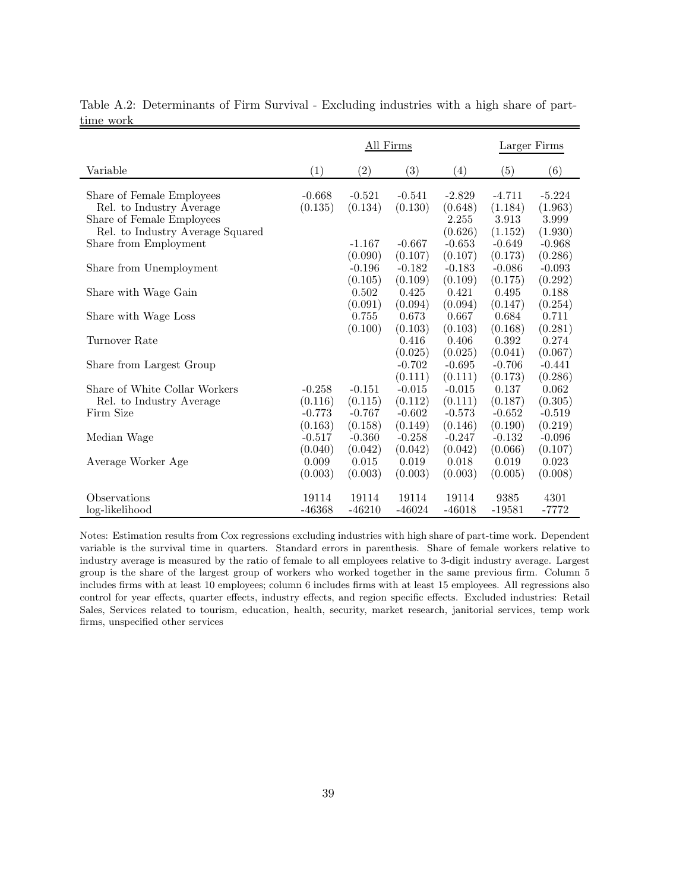Table A.2: Determinants of Firm Survival - Excluding industries with a high share of part-time work

| | All Firms | | | | Larger Firms | |
|---|---|---|---|---|---|---|
| Variable | (1) | (2) | (3) | (4) | (5) | (6) |
| Share of Female Employees | -0.668 | -0.521 | -0.541 | -2.829 | -4.711 | -5.224 |
| Rel. to Industry Average | (0.135) | (0.134) | (0.130) | (0.648) | (1.184) | (1.963) |
| Share of Female Employees | | | | 2.255 | 3.913 | 3.999 |
| Rel. to Industry Average Squared | | | | (0.626) | (1.152) | (1.930) |
| Share from Employment | | -1.167 | -0.667 | -0.653 | -0.649 | -0.968 |
| | | (0.090) | (0.107) | (0.107) | (0.173) | (0.286) |
| Share from Unemployment | | -0.196 | -0.182 | -0.183 | -0.086 | -0.093 |
| | | (0.105) | (0.109) | (0.109) | (0.175) | (0.292) |
| Share with Wage Gain | | 0.502 | 0.425 | 0.421 | 0.495 | 0.188 |
| | | (0.091) | (0.094) | (0.094) | (0.147) | (0.254) |
| Share with Wage Loss | | 0.755 | 0.673 | 0.667 | 0.684 | 0.711 |
| | | (0.100) | (0.103) | (0.103) | (0.168) | (0.281) |
| Turnover Rate | | | 0.416 | 0.406 | 0.392 | 0.274 |
| | | | (0.025) | (0.025) | (0.041) | (0.067) |
| Share from Largest Group | | | -0.702 | -0.695 | -0.706 | -0.441 |
| | | | (0.111) | (0.111) | (0.173) | (0.286) |
| Share of White Collar Workers | -0.258 | -0.151 | -0.015 | -0.015 | 0.137 | 0.062 |
| Rel. to Industry Average | (0.116) | (0.115) | (0.112) | (0.111) | (0.187) | (0.305) |
| Firm Size | -0.773 | -0.767 | -0.602 | -0.573 | -0.652 | -0.519 |
| | (0.163) | (0.158) | (0.149) | (0.146) | (0.190) | (0.219) |
| Median Wage | -0.517 | -0.360 | -0.258 | -0.247 | -0.132 | -0.096 |
| | (0.040) | (0.042) | (0.042) | (0.042) | (0.066) | (0.107) |
| Average Worker Age | 0.009 | 0.015 | 0.019 | 0.018 | 0.019 | 0.023 |
| | (0.003) | (0.003) | (0.003) | (0.003) | (0.005) | (0.008) |
| Observations | 19114 | 19114 | 19114 | 19114 | 9385 | 4301 |
| log-likelihood | -46368 | -46210 | -46024 | -46018 | -19581 | -7772 |

Notes: Estimation results from Cox regressions excluding industries with high share of part-time work. Dependent variable is the survival time in quarters. Standard errors in parenthesis. Share of female workers relative to industry average is measured by the ratio of female to all employees relative to 3-digit industry average. Largest group is the share of the largest group of workers who worked together in the same previous firm. Column 5 includes firms with at least 10 employees; column 6 includes firms with at least 15 employees. All regressions also control for year effects, quarter effects, industry effects, and region specific effects. Excluded industries: Retail Sales, Services related to tourism, education, health, security, market research, janitorial services, temp work firms, unspecified other services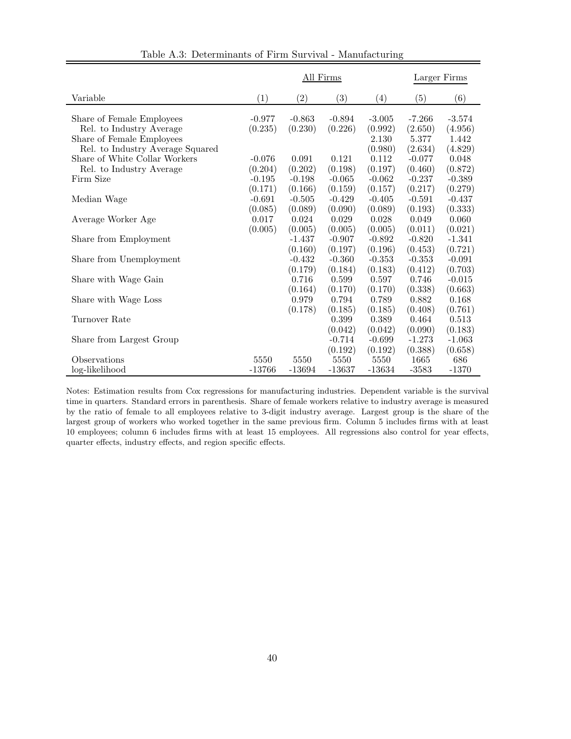Table A.3: Determinants of Firm Survival - Manufacturing

| | All Firms | | | | Larger Firms | |
|---|---|---|---|---|---|---|
| Variable | (1) | (2) | (3) | (4) | (5) | (6) |
| Share of Female Employees | -0.977 | -0.863 | -0.894 | -3.005 | -7.266 | -3.574 |
| Rel. to Industry Average | (0.235) | (0.230) | (0.226) | (0.992) | (2.650) | (4.956) |
| Share of Female Employees | | | | 2.130 | 5.377 | 1.442 |
| Rel. to Industry Average Squared | | | | (0.980) | (2.634) | (4.829) |
| Share of White Collar Workers | -0.076 | 0.091 | 0.121 | 0.112 | -0.077 | 0.048 |
| Rel. to Industry Average | (0.204) | (0.202) | (0.198) | (0.197) | (0.460) | (0.872) |
| Firm Size | -0.195 | -0.198 | -0.065 | -0.062 | -0.237 | -0.389 |
| | (0.171) | (0.166) | (0.159) | (0.157) | (0.217) | (0.279) |
| Median Wage | -0.691 | -0.505 | -0.429 | -0.405 | -0.591 | -0.437 |
| | (0.085) | (0.089) | (0.090) | (0.089) | (0.193) | (0.333) |
| Average Worker Age | 0.017 | 0.024 | 0.029 | 0.028 | 0.049 | 0.060 |
| | (0.005) | (0.005) | (0.005) | (0.005) | (0.011) | (0.021) |
| Share from Employment | | -1.437 | -0.907 | -0.892 | -0.820 | -1.341 |
| | | (0.160) | (0.197) | (0.196) | (0.453) | (0.721) |
| Share from Unemployment | | -0.432 | -0.360 | -0.353 | -0.353 | -0.091 |
| | | (0.179) | (0.184) | (0.183) | (0.412) | (0.703) |
| Share with Wage Gain | | 0.716 | 0.599 | 0.597 | 0.746 | -0.015 |
| | | (0.164) | (0.170) | (0.170) | (0.338) | (0.663) |
| Share with Wage Loss | | 0.979 | 0.794 | 0.789 | 0.882 | 0.168 |
| | | (0.178) | (0.185) | (0.185) | (0.408) | (0.761) |
| Turnover Rate | | | 0.399 | 0.389 | 0.464 | 0.513 |
| | | | (0.042) | (0.042) | (0.090) | (0.183) |
| Share from Largest Group | | | -0.714 | -0.699 | -1.273 | -1.063 |
| | | | (0.192) | (0.192) | (0.388) | (0.658) |
| Observations | 5550 | 5550 | 5550 | 5550 | 1665 | 686 |
| log-likelihood | -13766 | -13694 | -13637 | -13634 | -3583 | -1370 |

Notes: Estimation results from Cox regressions for manufacturing industries. Dependent variable is the survival time in quarters. Standard errors in parenthesis. Share of female workers relative to industry average is measured by the ratio of female to all employees relative to 3-digit industry average. Largest group is the share of the largest group of workers who worked together in the same previous firm. Column 5 includes firms with at least 10 employees; column 6 includes firms with at least 15 employees. All regressions also control for year effects, quarter effects, industry effects, and region specific effects.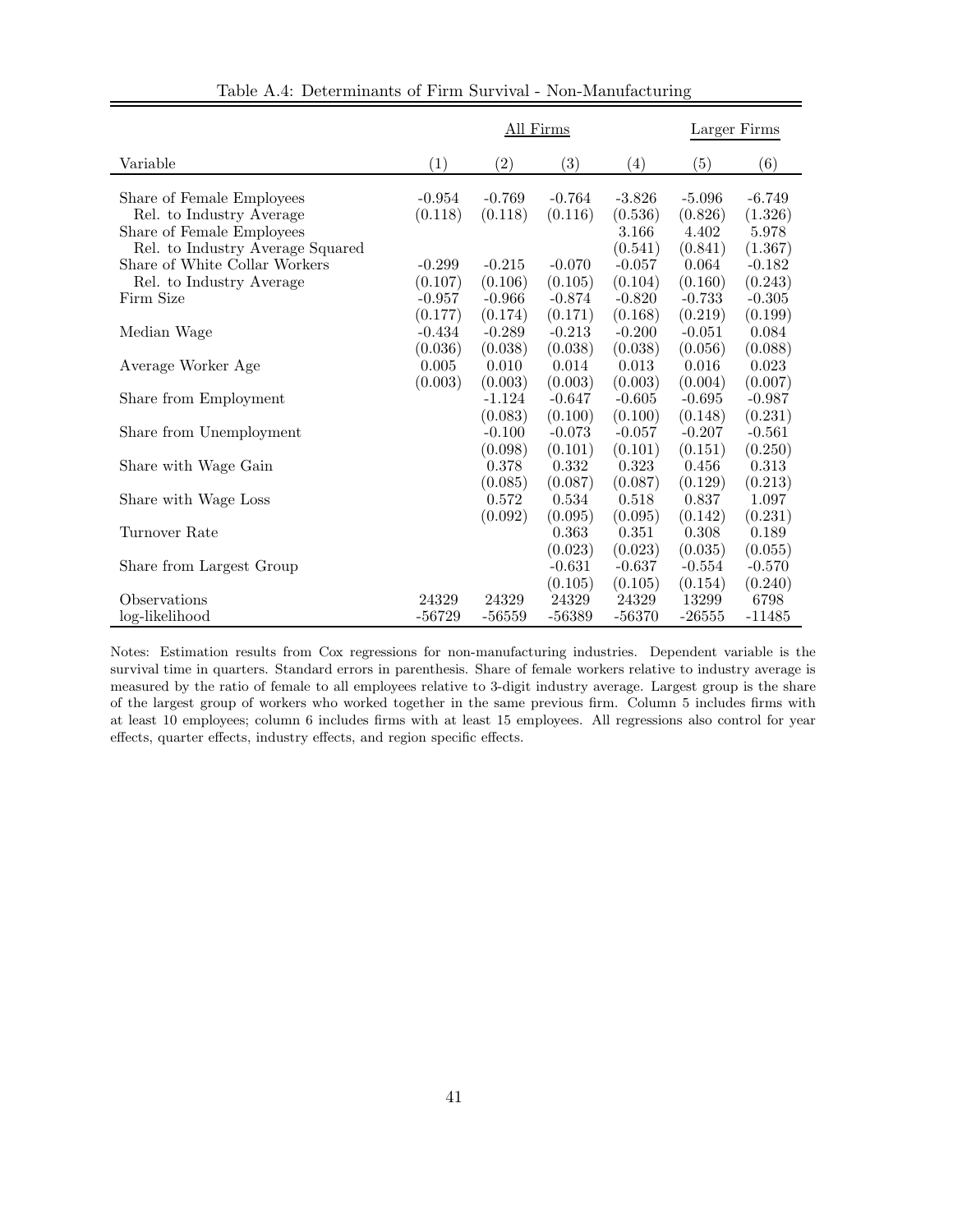Table A.4: Determinants of Firm Survival - Non-Manufacturing

| | All Firms | | | | Larger Firms | |
|---|---|---|---|---|---|---|
| Variable | (1) | (2) | (3) | (4) | (5) | (6) |
| Share of Female Employees | -0.954 | -0.769 | -0.764 | -3.826 | -5.096 | -6.749 |
| Rel. to Industry Average | (0.118) | (0.118) | (0.116) | (0.536) | (0.826) | (1.326) |
| Share of Female Employees | | | | 3.166 | 4.402 | 5.978 |
| Rel. to Industry Average Squared | | | | (0.541) | (0.841) | (1.367) |
| Share of White Collar Workers | -0.299 | -0.215 | -0.070 | -0.057 | 0.064 | -0.182 |
| Rel. to Industry Average | (0.107) | (0.106) | (0.105) | (0.104) | (0.160) | (0.243) |
| Firm Size | -0.957 | -0.966 | -0.874 | -0.820 | -0.733 | -0.305 |
| | (0.177) | (0.174) | (0.171) | (0.168) | (0.219) | (0.199) |
| Median Wage | -0.434 | -0.289 | -0.213 | -0.200 | -0.051 | 0.084 |
| | (0.036) | (0.038) | (0.038) | (0.038) | (0.056) | (0.088) |
| Average Worker Age | 0.005 | 0.010 | 0.014 | 0.013 | 0.016 | 0.023 |
| | (0.003) | (0.003) | (0.003) | (0.003) | (0.004) | (0.007) |
| Share from Employment | | -1.124 | -0.647 | -0.605 | -0.695 | -0.987 |
| | | (0.083) | (0.100) | (0.100) | (0.148) | (0.231) |
| Share from Unemployment | | -0.100 | -0.073 | -0.057 | -0.207 | -0.561 |
| | | (0.098) | (0.101) | (0.101) | (0.151) | (0.250) |
| Share with Wage Gain | | 0.378 | 0.332 | 0.323 | 0.456 | 0.313 |
| | | (0.085) | (0.087) | (0.087) | (0.129) | (0.213) |
| Share with Wage Loss | | 0.572 | 0.534 | 0.518 | 0.837 | 1.097 |
| | | (0.092) | (0.095) | (0.095) | (0.142) | (0.231) |
| Turnover Rate | | | 0.363 | 0.351 | 0.308 | 0.189 |
| | | | (0.023) | (0.023) | (0.035) | (0.055) |
| Share from Largest Group | | | -0.631 | -0.637 | -0.554 | -0.570 |
| | | | (0.105) | (0.105) | (0.154) | (0.240) |
| Observations | 24329 | 24329 | 24329 | 24329 | 13299 | 6798 |
| log-likelihood | -56729 | -56559 | -56389 | -56370 | -26555 | -11485 |

Notes: Estimation results from Cox regressions for non-manufacturing industries. Dependent variable is the survival time in quarters. Standard errors in parenthesis. Share of female workers relative to industry average is measured by the ratio of female to all employees relative to 3-digit industry average. Largest group is the share of the largest group of workers who worked together in the same previous firm. Column 5 includes firms with at least 10 employees; column 6 includes firms with at least 15 employees. All regressions also control for year effects, quarter effects, industry effects, and region specific effects.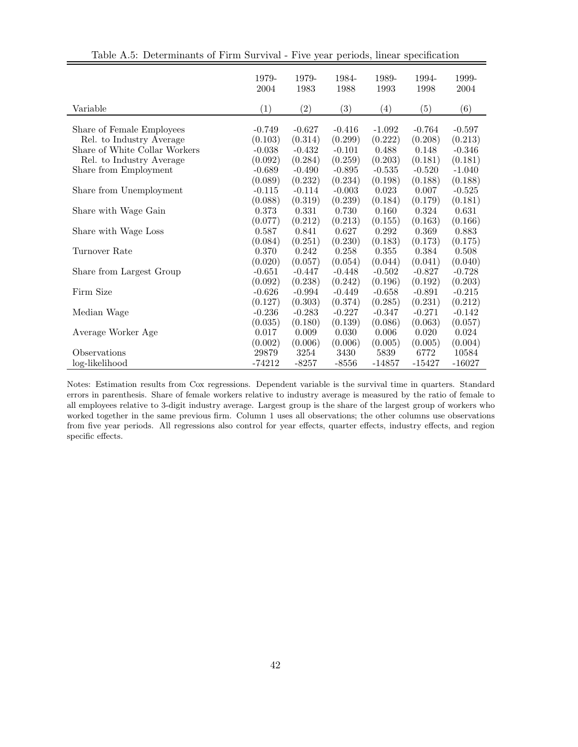Table A.5: Determinants of Firm Survival - Five year periods, linear specification

| Variable | 1979-2004 (1) | 1979-1983 (2) | 1984-1988 (3) | 1989-1993 (4) | 1994-1998 (5) | 1999-2004 (6) |
|---|---|---|---|---|---|---|
| Share of Female Employees | -0.749 | -0.627 | -0.416 | -1.092 | -0.764 | -0.597 |
| Rel. to Industry Average | (0.103) | (0.314) | (0.299) | (0.222) | (0.208) | (0.213) |
| Share of White Collar Workers | -0.038 | -0.432 | -0.101 | 0.488 | 0.148 | -0.346 |
| Rel. to Industry Average | (0.092) | (0.284) | (0.259) | (0.203) | (0.181) | (0.181) |
| Share from Employment | -0.689 | -0.490 | -0.895 | -0.535 | -0.520 | -1.040 |
| | (0.089) | (0.232) | (0.234) | (0.198) | (0.188) | (0.188) |
| Share from Unemployment | -0.115 | -0.114 | -0.003 | 0.023 | 0.007 | -0.525 |
| | (0.088) | (0.319) | (0.239) | (0.184) | (0.179) | (0.181) |
| Share with Wage Gain | 0.373 | 0.331 | 0.730 | 0.160 | 0.324 | 0.631 |
| | (0.077) | (0.212) | (0.213) | (0.155) | (0.163) | (0.166) |
| Share with Wage Loss | 0.587 | 0.841 | 0.627 | 0.292 | 0.369 | 0.883 |
| | (0.084) | (0.251) | (0.230) | (0.183) | (0.173) | (0.175) |
| Turnover Rate | 0.370 | 0.242 | 0.258 | 0.355 | 0.384 | 0.508 |
| | (0.020) | (0.057) | (0.054) | (0.044) | (0.041) | (0.040) |
| Share from Largest Group | -0.651 | -0.447 | -0.448 | -0.502 | -0.827 | -0.728 |
| | (0.092) | (0.238) | (0.242) | (0.196) | (0.192) | (0.203) |
| Firm Size | -0.626 | -0.994 | -0.449 | -0.658 | -0.891 | -0.215 |
| | (0.127) | (0.303) | (0.374) | (0.285) | (0.231) | (0.212) |
| Median Wage | -0.236 | -0.283 | -0.227 | -0.347 | -0.271 | -0.142 |
| | (0.035) | (0.180) | (0.139) | (0.086) | (0.063) | (0.057) |
| Average Worker Age | 0.017 | 0.009 | 0.030 | 0.006 | 0.020 | 0.024 |
| | (0.002) | (0.006) | (0.006) | (0.005) | (0.005) | (0.004) |
| Observations | 29879 | 3254 | 3430 | 5839 | 6772 | 10584 |
| log-likelihood | -74212 | -8257 | -8556 | -14857 | -15427 | -16027 |

Notes: Estimation results from Cox regressions. Dependent variable is the survival time in quarters. Standard errors in parenthesis. Share of female workers relative to industry average is measured by the ratio of female to all employees relative to 3-digit industry average. Largest group is the share of the largest group of workers who worked together in the same previous firm. Column 1 uses all observations; the other columns use observations from five year periods. All regressions also control for year effects, quarter effects, industry effects, and region specific effects.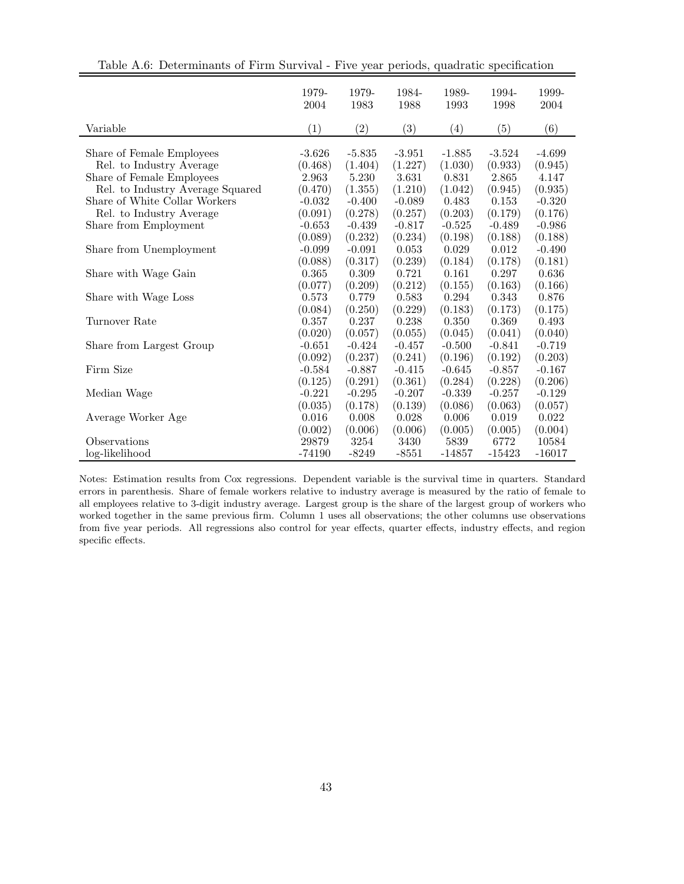Table A.6: Determinants of Firm Survival - Five year periods, quadratic specification

| Variable | 1979-2004 (1) | 1979-1983 (2) | 1984-1988 (3) | 1989-1993 (4) | 1994-1998 (5) | 1999-2004 (6) |
|---|---|---|---|---|---|---|
| Share of Female Employees | -3.626 | -5.835 | -3.951 | -1.885 | -3.524 | -4.699 |
| Rel. to Industry Average | (0.468) | (1.404) | (1.227) | (1.030) | (0.933) | (0.945) |
| Share of Female Employees | 2.963 | 5.230 | 3.631 | 0.831 | 2.865 | 4.147 |
| Rel. to Industry Average Squared | (0.470) | (1.355) | (1.210) | (1.042) | (0.945) | (0.935) |
| Share of White Collar Workers | -0.032 | -0.400 | -0.089 | 0.483 | 0.153 | -0.320 |
| Rel. to Industry Average | (0.091) | (0.278) | (0.257) | (0.203) | (0.179) | (0.176) |
| Share from Employment | -0.653 | -0.439 | -0.817 | -0.525 | -0.489 | -0.986 |
| | (0.089) | (0.232) | (0.234) | (0.198) | (0.188) | (0.188) |
| Share from Unemployment | -0.099 | -0.091 | 0.053 | 0.029 | 0.012 | -0.490 |
| | (0.088) | (0.317) | (0.239) | (0.184) | (0.178) | (0.181) |
| Share with Wage Gain | 0.365 | 0.309 | 0.721 | 0.161 | 0.297 | 0.636 |
| | (0.077) | (0.209) | (0.212) | (0.155) | (0.163) | (0.166) |
| Share with Wage Loss | 0.573 | 0.779 | 0.583 | 0.294 | 0.343 | 0.876 |
| | (0.084) | (0.250) | (0.229) | (0.183) | (0.173) | (0.175) |
| Turnover Rate | 0.357 | 0.237 | 0.238 | 0.350 | 0.369 | 0.493 |
| | (0.020) | (0.057) | (0.055) | (0.045) | (0.041) | (0.040) |
| Share from Largest Group | -0.651 | -0.424 | -0.457 | -0.500 | -0.841 | -0.719 |
| | (0.092) | (0.237) | (0.241) | (0.196) | (0.192) | (0.203) |
| Firm Size | -0.584 | -0.887 | -0.415 | -0.645 | -0.857 | -0.167 |
| | (0.125) | (0.291) | (0.361) | (0.284) | (0.228) | (0.206) |
| Median Wage | -0.221 | -0.295 | -0.207 | -0.339 | -0.257 | -0.129 |
| | (0.035) | (0.178) | (0.139) | (0.086) | (0.063) | (0.057) |
| Average Worker Age | 0.016 | 0.008 | 0.028 | 0.006 | 0.019 | 0.022 |
| | (0.002) | (0.006) | (0.006) | (0.005) | (0.005) | (0.004) |
| Observations | 29879 | 3254 | 3430 | 5839 | 6772 | 10584 |
| log-likelihood | -74190 | -8249 | -8551 | -14857 | -15423 | -16017 |

Notes: Estimation results from Cox regressions. Dependent variable is the survival time in quarters. Standard errors in parenthesis. Share of female workers relative to industry average is measured by the ratio of female to all employees relative to 3-digit industry average. Largest group is the share of the largest group of workers who worked together in the same previous firm. Column 1 uses all observations; the other columns use observations from five year periods. All regressions also control for year effects, quarter effects, industry effects, and region specific effects.